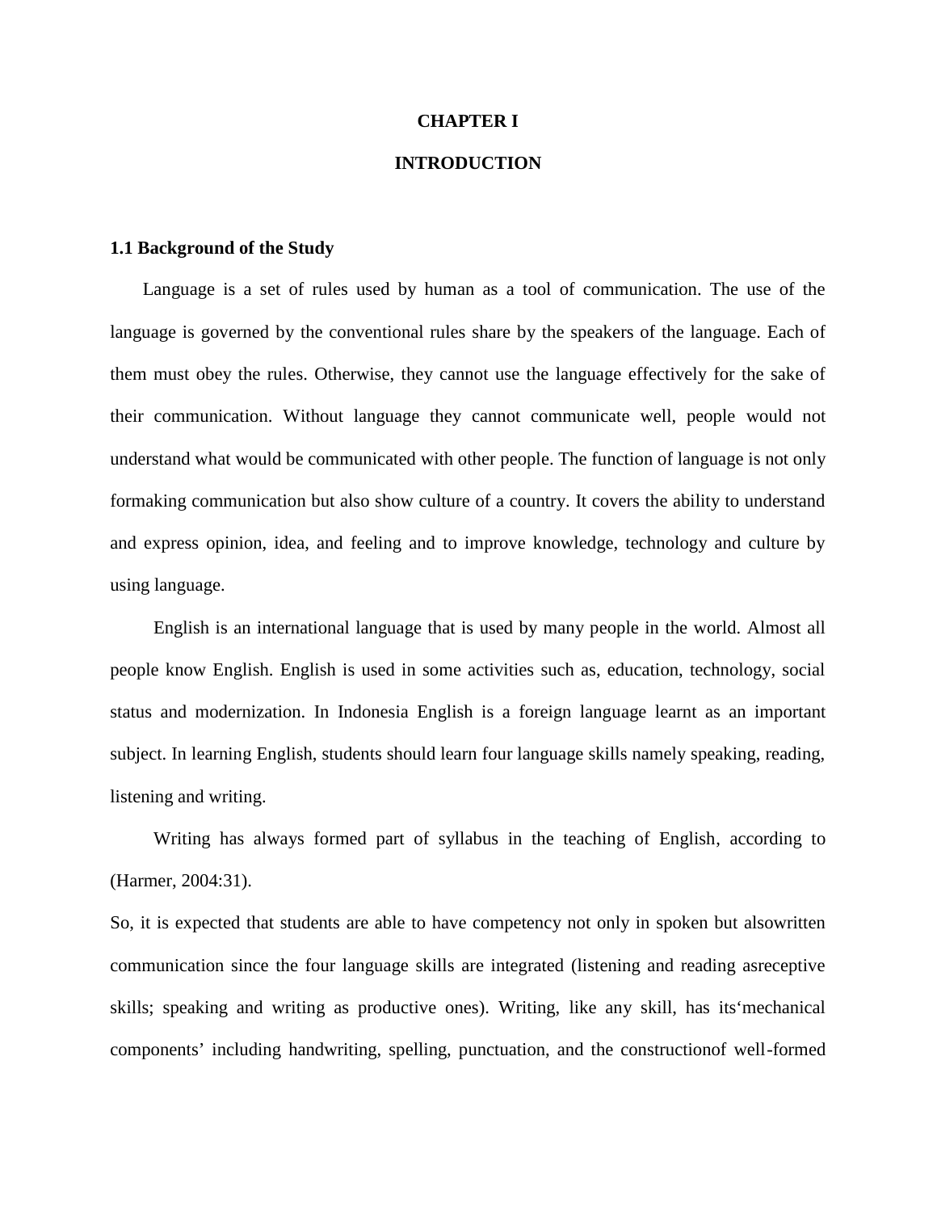# CHAPTER I

# INTRODUCTION

## 1.1 Background of the Study

Language is a set of rules used by human as a tool of communication. The use of the language is governed by the conventional rules share by the speakers of the language. Each of them must obey the rules. Otherwise, they cannot use the language effectively for the sake of their communication. Without language they cannot communicate well, people would not understand what would be communicated with other people. The function of language is not only formaking communication but also show culture of a country. It covers the ability to understand and express opinion, idea, and feeling and to improve knowledge, technology and culture by using language.

English is an international language that is used by many people in the world. Almost all people know English. English is used in some activities such as, education, technology, social status and modernization. In Indonesia English is a foreign language learnt as an important subject. In learning English, students should learn four language skills namely speaking, reading, listening and writing.

Writing has always formed part of syllabus in the teaching of English, according to (Harmer, 2004:31).

So, it is expected that students are able to have competency not only in spoken but alsowritten communication since the four language skills are integrated (listening and reading asreceptive skills; speaking and writing as productive ones). Writing, like any skill, has its'mechanical components' including handwriting, spelling, punctuation, and the constructionof well-formed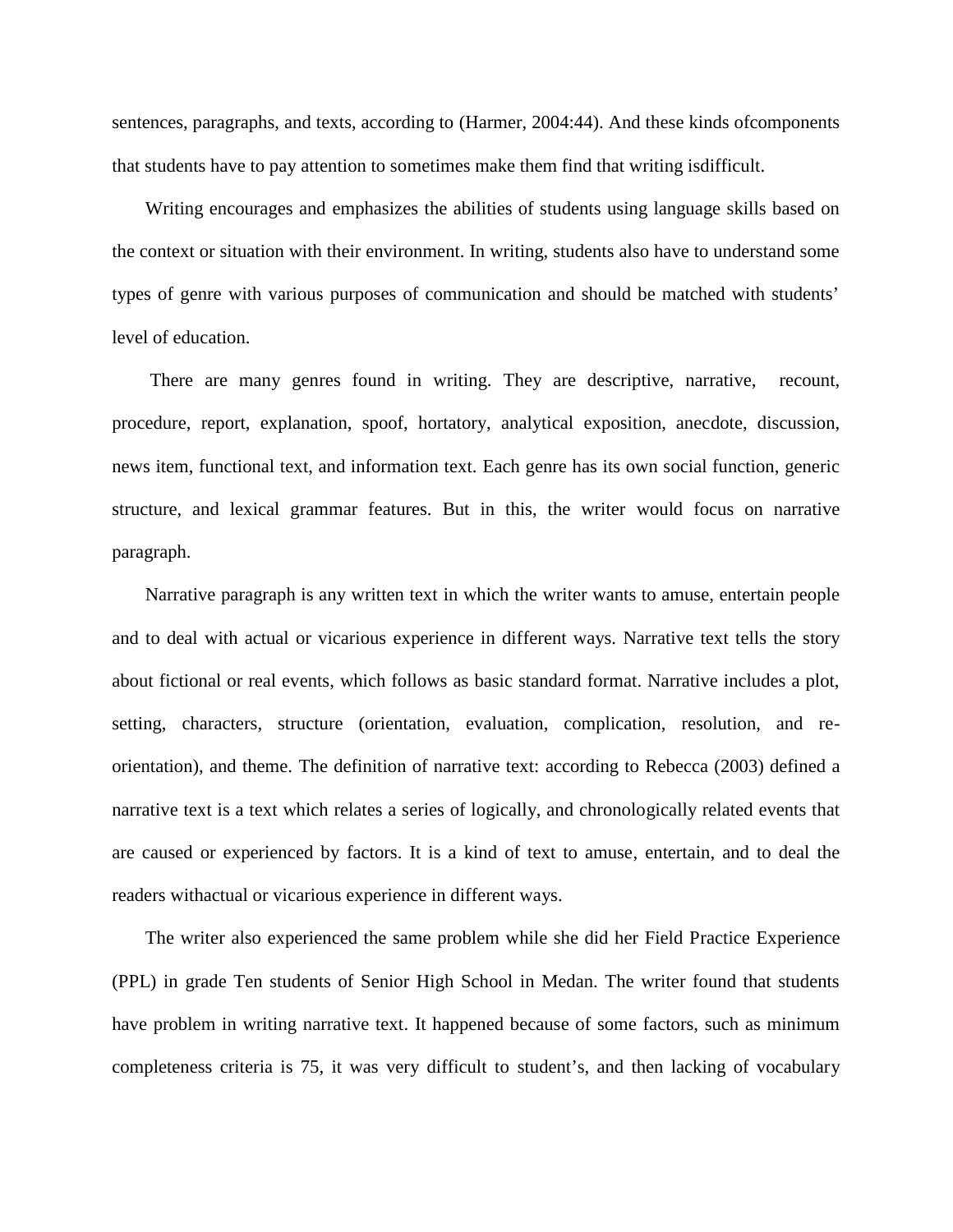sentences, paragraphs, and texts, according to (Harmer, 2004:44). And these kinds ofcomponents that students have to pay attention to sometimes make them find that writing isdifficult.

Writing encourages and emphasizes the abilities of students using language skills based on the context or situation with their environment. In writing, students also have to understand some types of genre with various purposes of communication and should be matched with students' level of education.

There are many genres found in writing. They are descriptive, narrative, recount, procedure, report, explanation, spoof, hortatory, analytical exposition, anecdote, discussion, news item, functional text, and information text. Each genre has its own social function, generic structure, and lexical grammar features. But in this, the writer would focus on narrative paragraph.

Narrative paragraph is any written text in which the writer wants to amuse, entertain people and to deal with actual or vicarious experience in different ways. Narrative text tells the story about fictional or real events, which follows as basic standard format. Narrative includes a plot, setting, characters, structure (orientation, evaluation, complication, resolution, and re-orientation), and theme. The definition of narrative text: according to Rebecca (2003) defined a narrative text is a text which relates a series of logically, and chronologically related events that are caused or experienced by factors. It is a kind of text to amuse, entertain, and to deal the readers withactual or vicarious experience in different ways.

The writer also experienced the same problem while she did her Field Practice Experience (PPL) in grade Ten students of Senior High School in Medan. The writer found that students have problem in writing narrative text. It happened because of some factors, such as minimum completeness criteria is 75, it was very difficult to student's, and then lacking of vocabulary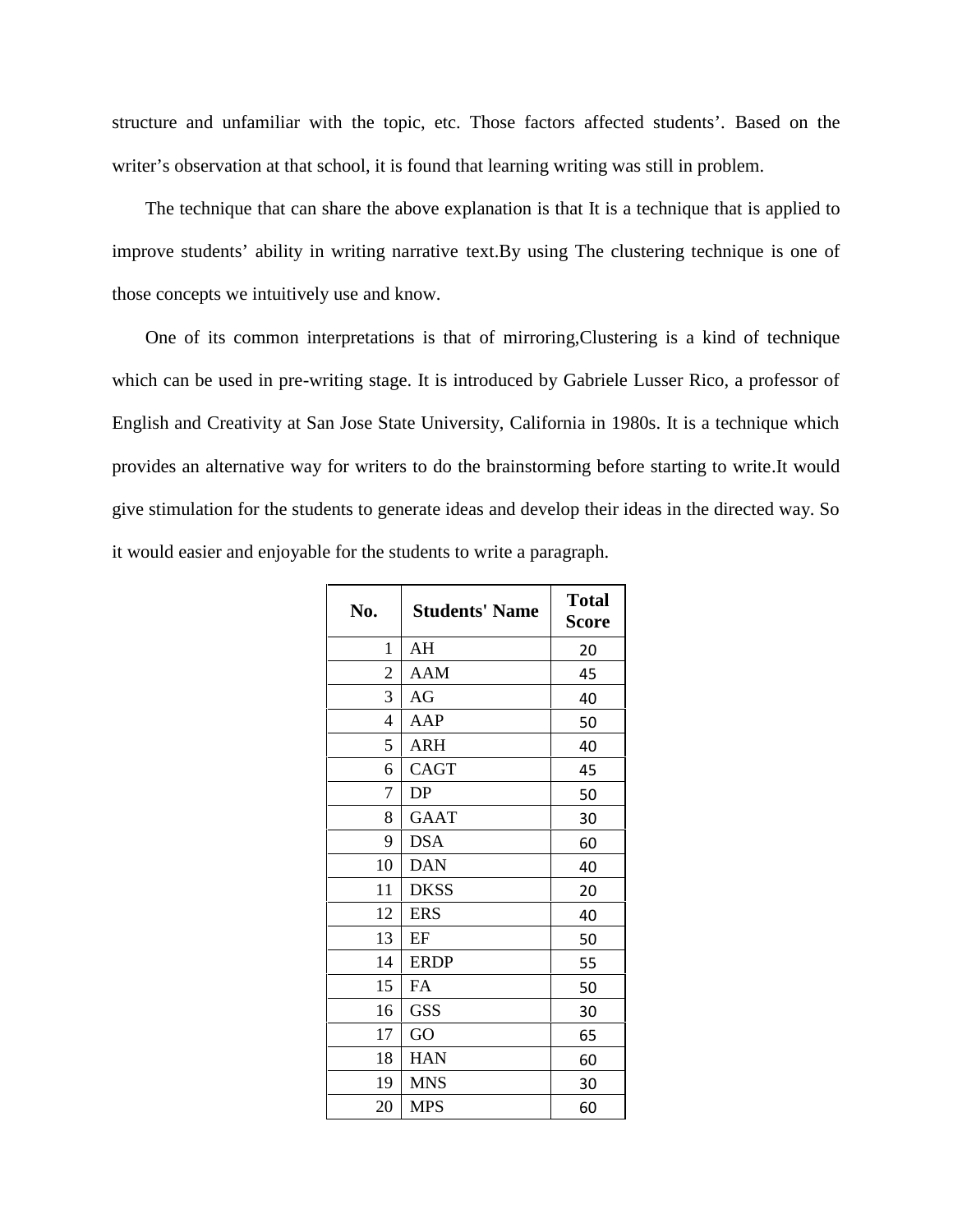structure and unfamiliar with the topic, etc. Those factors affected students'. Based on the writer's observation at that school, it is found that learning writing was still in problem.

The technique that can share the above explanation is that It is a technique that is applied to improve students' ability in writing narrative text.By using The clustering technique is one of those concepts we intuitively use and know.

One of its common interpretations is that of mirroring,Clustering is a kind of technique which can be used in pre-writing stage. It is introduced by Gabriele Lusser Rico, a professor of English and Creativity at San Jose State University, California in 1980s. It is a technique which provides an alternative way for writers to do the brainstorming before starting to write.It would give stimulation for the students to generate ideas and develop their ideas in the directed way. So it would easier and enjoyable for the students to write a paragraph.

| No. | Students' Name | Total Score |
|---|---|---|
| 1 | AH | 20 |
| 2 | AAM | 45 |
| 3 | AG | 40 |
| 4 | AAP | 50 |
| 5 | ARH | 40 |
| 6 | CAGT | 45 |
| 7 | DP | 50 |
| 8 | GAAT | 30 |
| 9 | DSA | 60 |
| 10 | DAN | 40 |
| 11 | DKSS | 20 |
| 12 | ERS | 40 |
| 13 | EF | 50 |
| 14 | ERDP | 55 |
| 15 | FA | 50 |
| 16 | GSS | 30 |
| 17 | GO | 65 |
| 18 | HAN | 60 |
| 19 | MNS | 30 |
| 20 | MPS | 60 |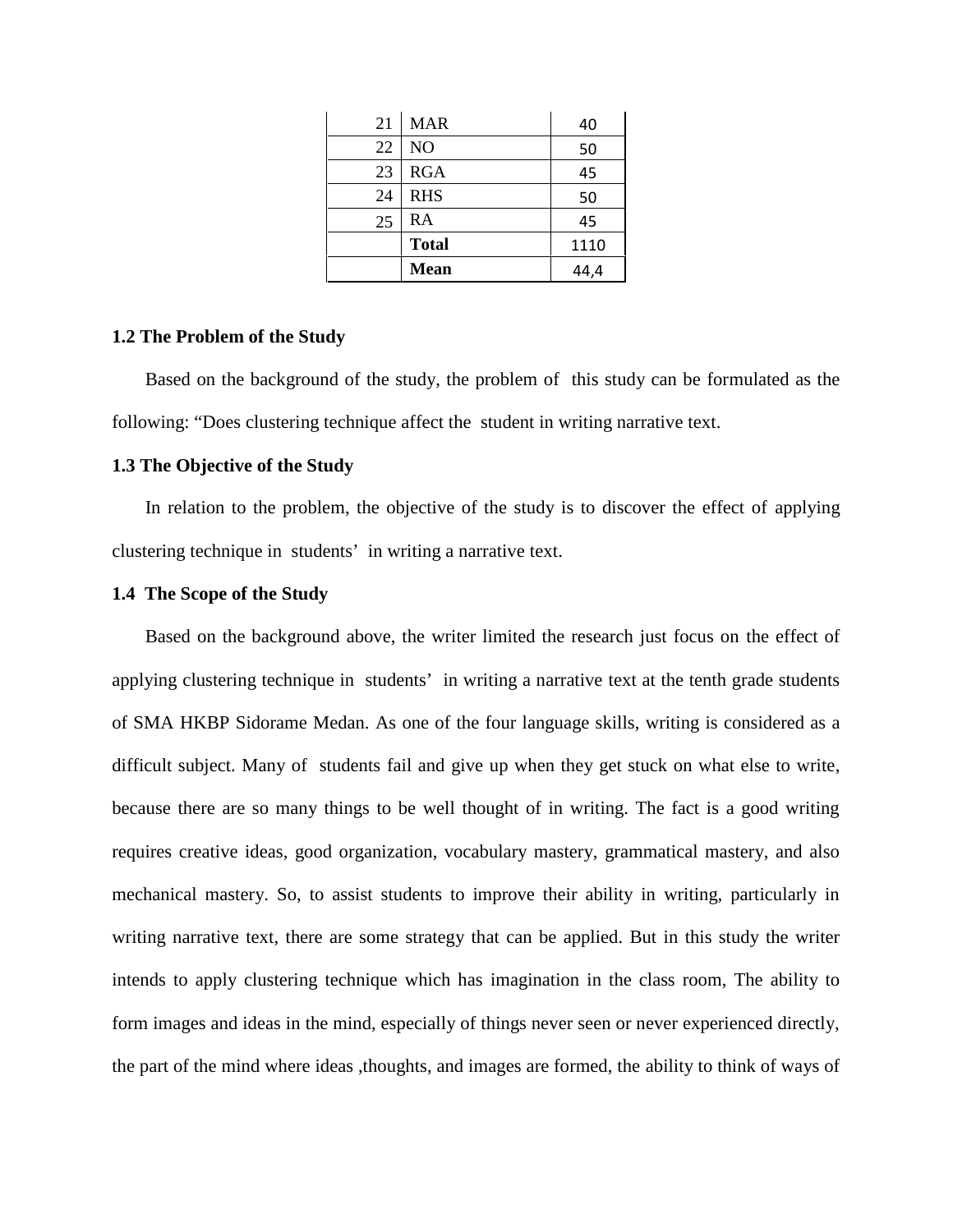| 21 | MAR | 40 |
|---|---|---|
| 22 | NO | 50 |
| 23 | RGA | 45 |
| 24 | RHS | 50 |
| 25 | RA | 45 |
| | **Total** | 1110 |
| | **Mean** | 44,4 |

### 1.2 The Problem of the Study

Based on the background of the study, the problem of this study can be formulated as the following: "Does clustering technique affect the student in writing narrative text.

### 1.3 The Objective of the Study

In relation to the problem, the objective of the study is to discover the effect of applying clustering technique in students' in writing a narrative text.

### 1.4 The Scope of the Study

Based on the background above, the writer limited the research just focus on the effect of applying clustering technique in students' in writing a narrative text at the tenth grade students of SMA HKBP Sidorame Medan. As one of the four language skills, writing is considered as a difficult subject. Many of students fail and give up when they get stuck on what else to write, because there are so many things to be well thought of in writing. The fact is a good writing requires creative ideas, good organization, vocabulary mastery, grammatical mastery, and also mechanical mastery. So, to assist students to improve their ability in writing, particularly in writing narrative text, there are some strategy that can be applied. But in this study the writer intends to apply clustering technique which has imagination in the class room, The ability to form images and ideas in the mind, especially of things never seen or never experienced directly, the part of the mind where ideas ,thoughts, and images are formed, the ability to think of ways of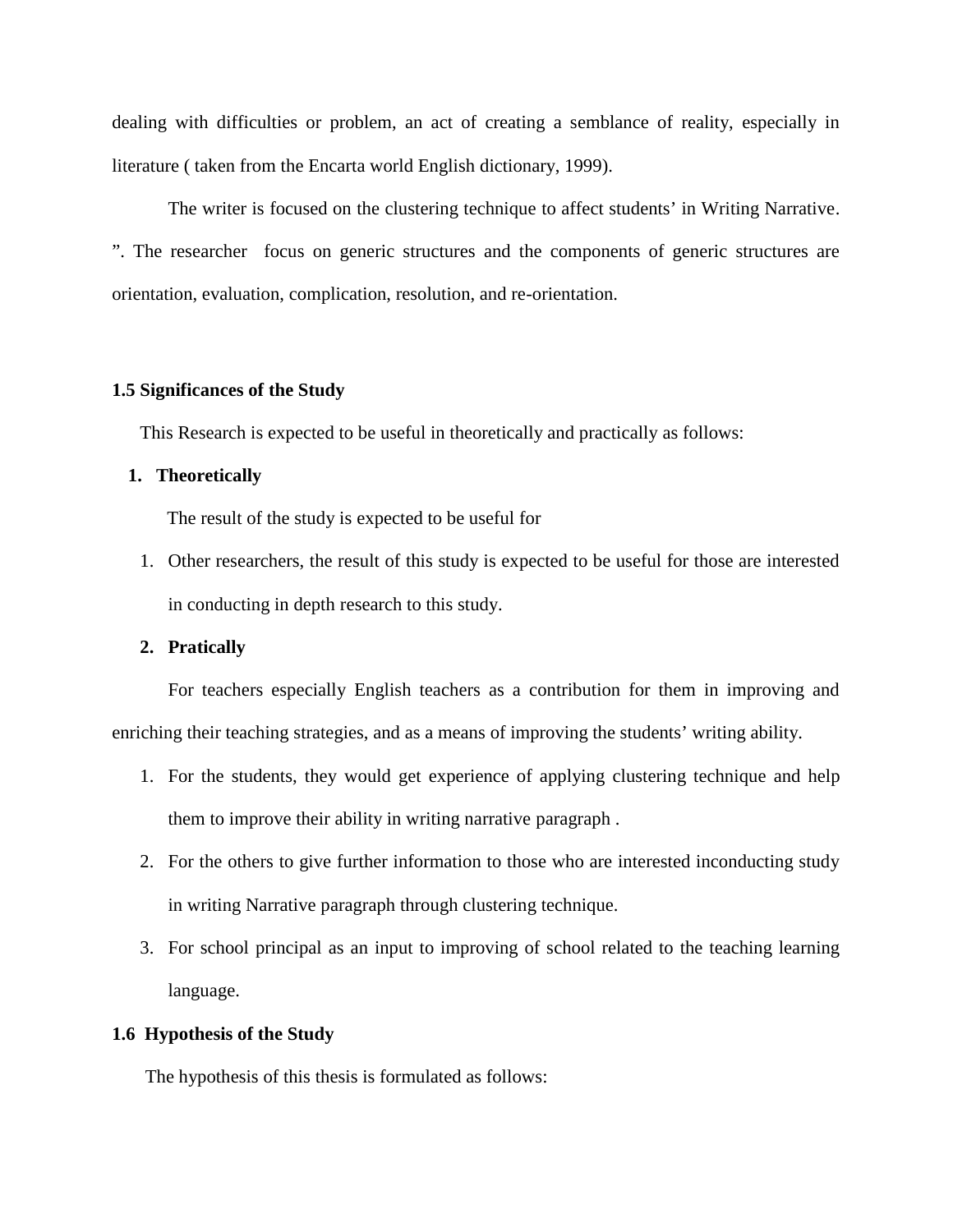dealing with difficulties or problem, an act of creating a semblance of reality, especially in literature ( taken from the Encarta world English dictionary, 1999).

The writer is focused on the clustering technique to affect students' in Writing Narrative. ". The researcher focus on generic structures and the components of generic structures are orientation, evaluation, complication, resolution, and re-orientation.

### 1.5 Significances of the Study

This Research is expected to be useful in theoretically and practically as follows:

1. **Theoretically**

   The result of the study is expected to be useful for

   1. Other researchers, the result of this study is expected to be useful for those are interested in conducting in depth research to this study.

2. **Pratically**

   For teachers especially English teachers as a contribution for them in improving and enriching their teaching strategies, and as a means of improving the students' writing ability.

   1. For the students, they would get experience of applying clustering technique and help them to improve their ability in writing narrative paragraph .
   2. For the others to give further information to those who are interested inconducting study in writing Narrative paragraph through clustering technique.
   3. For school principal as an input to improving of school related to the teaching learning language.

### 1.6 Hypothesis of the Study

The hypothesis of this thesis is formulated as follows: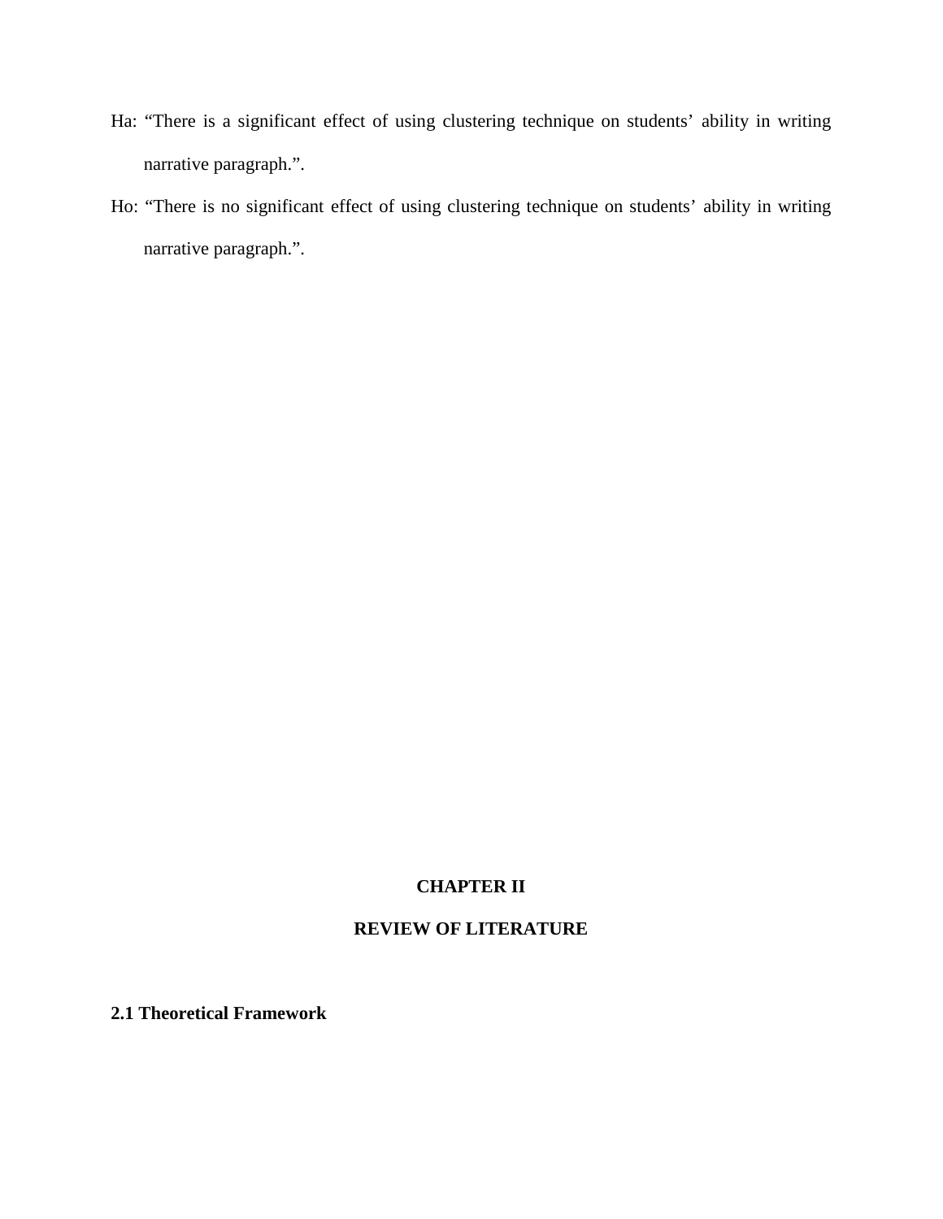Ha: “There is a significant effect of using clustering technique on students’ ability in writing narrative paragraph.”.

Ho: “There is no significant effect of using clustering technique on students’ ability in writing narrative paragraph.”.

# CHAPTER II

# REVIEW OF LITERATURE

## 2.1 Theoretical Framework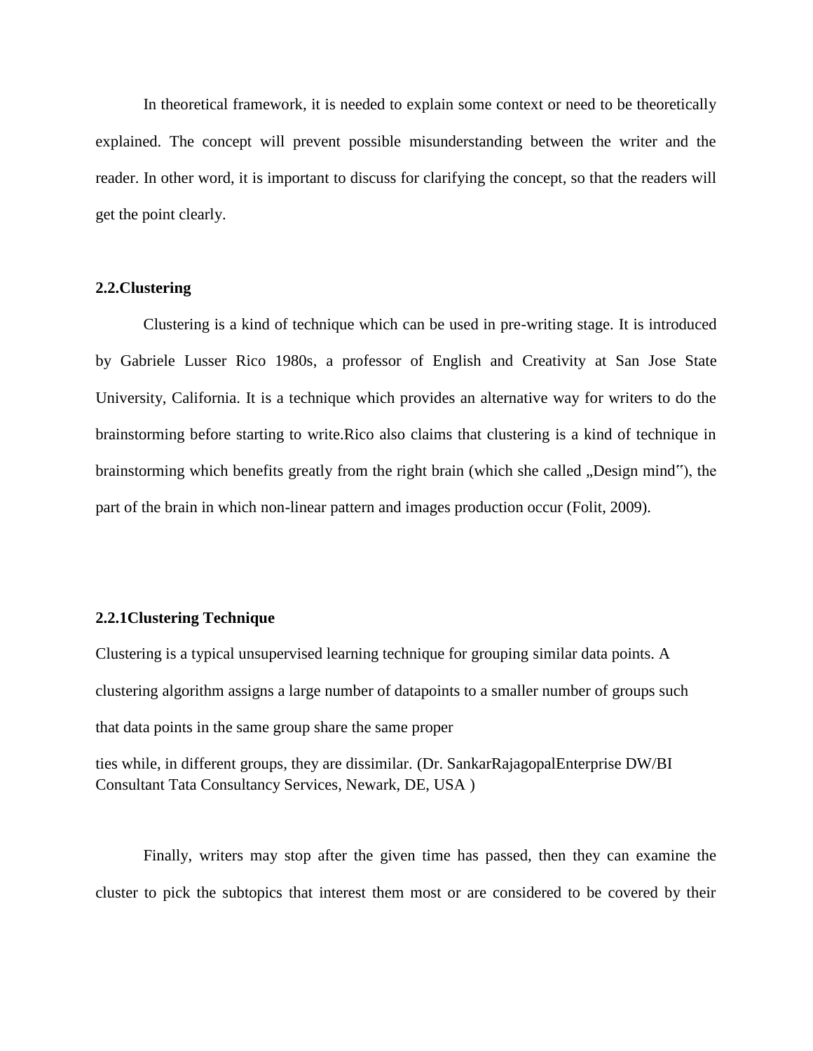In theoretical framework, it is needed to explain some context or need to be theoretically explained. The concept will prevent possible misunderstanding between the writer and the reader. In other word, it is important to discuss for clarifying the concept, so that the readers will get the point clearly.

## 2.2.Clustering

Clustering is a kind of technique which can be used in pre-writing stage. It is introduced by Gabriele Lusser Rico 1980s, a professor of English and Creativity at San Jose State University, California. It is a technique which provides an alternative way for writers to do the brainstorming before starting to write.Rico also claims that clustering is a kind of technique in brainstorming which benefits greatly from the right brain (which she called „Design mind‟), the part of the brain in which non-linear pattern and images production occur (Folit, 2009).

### 2.2.1Clustering Technique

Clustering is a typical unsupervised learning technique for grouping similar data points. A clustering algorithm assigns a large number of datapoints to a smaller number of groups such that data points in the same group share the same proper

ties while, in different groups, they are dissimilar. (Dr. SankarRajagopalEnterprise DW/BI Consultant Tata Consultancy Services, Newark, DE, USA )

Finally, writers may stop after the given time has passed, then they can examine the cluster to pick the subtopics that interest them most or are considered to be covered by their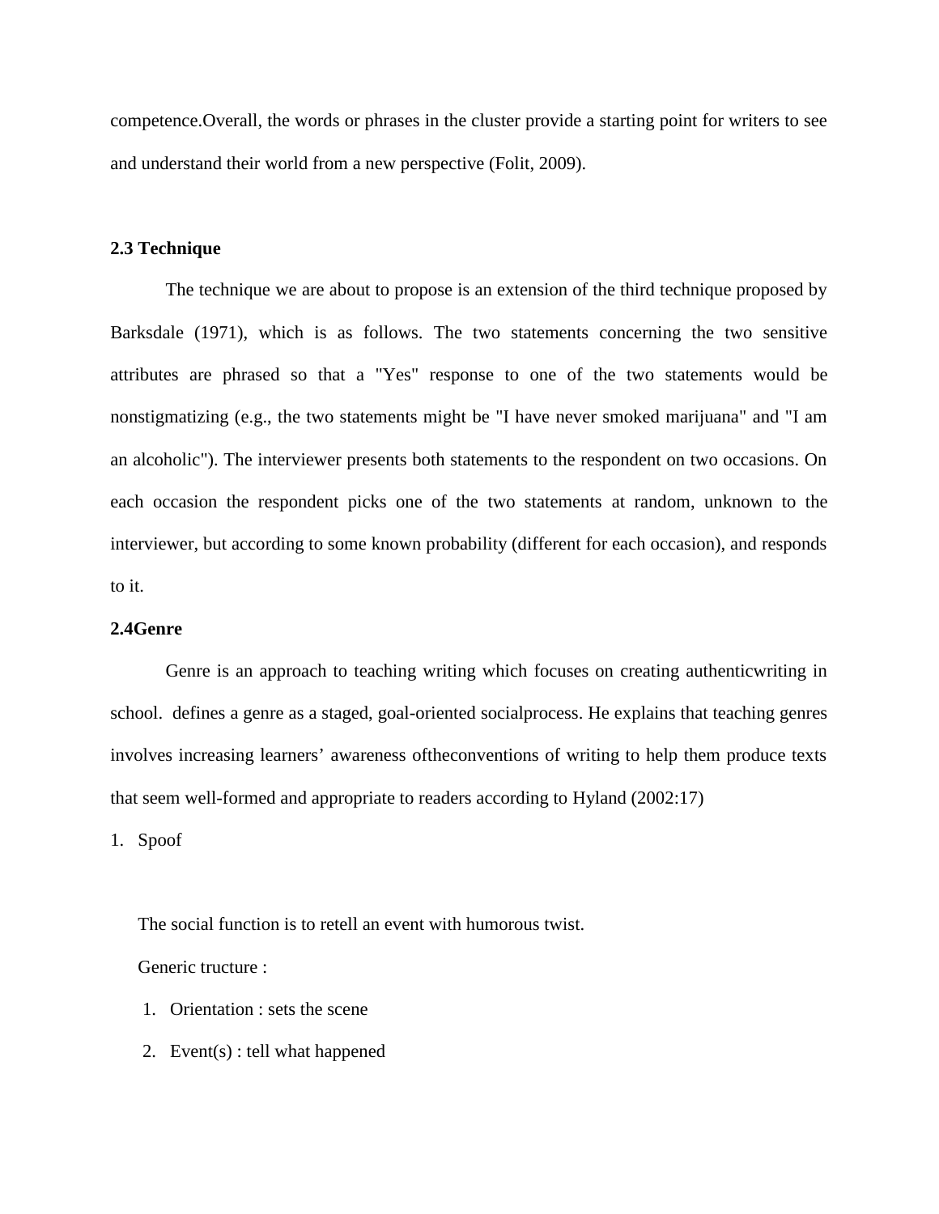competence.Overall, the words or phrases in the cluster provide a starting point for writers to see and understand their world from a new perspective (Folit, 2009).

**2.3 Technique**

The technique we are about to propose is an extension of the third technique proposed by Barksdale (1971), which is as follows. The two statements concerning the two sensitive attributes are phrased so that a "Yes" response to one of the two statements would be nonstigmatizing (e.g., the two statements might be "I have never smoked marijuana" and "I am an alcoholic"). The interviewer presents both statements to the respondent on two occasions. On each occasion the respondent picks one of the two statements at random, unknown to the interviewer, but according to some known probability (different for each occasion), and responds to it.

**2.4Genre**

Genre is an approach to teaching writing which focuses on creating authenticwriting in school.  defines a genre as a staged, goal-oriented socialprocess. He explains that teaching genres involves increasing learners' awareness oftheconventions of writing to help them produce texts that seem well-formed and appropriate to readers according to Hyland (2002:17)

1. Spoof

   The social function is to retell an event with humorous twist.

   Generic tructure :

   1. Orientation : sets the scene
   2. Event(s) : tell what happened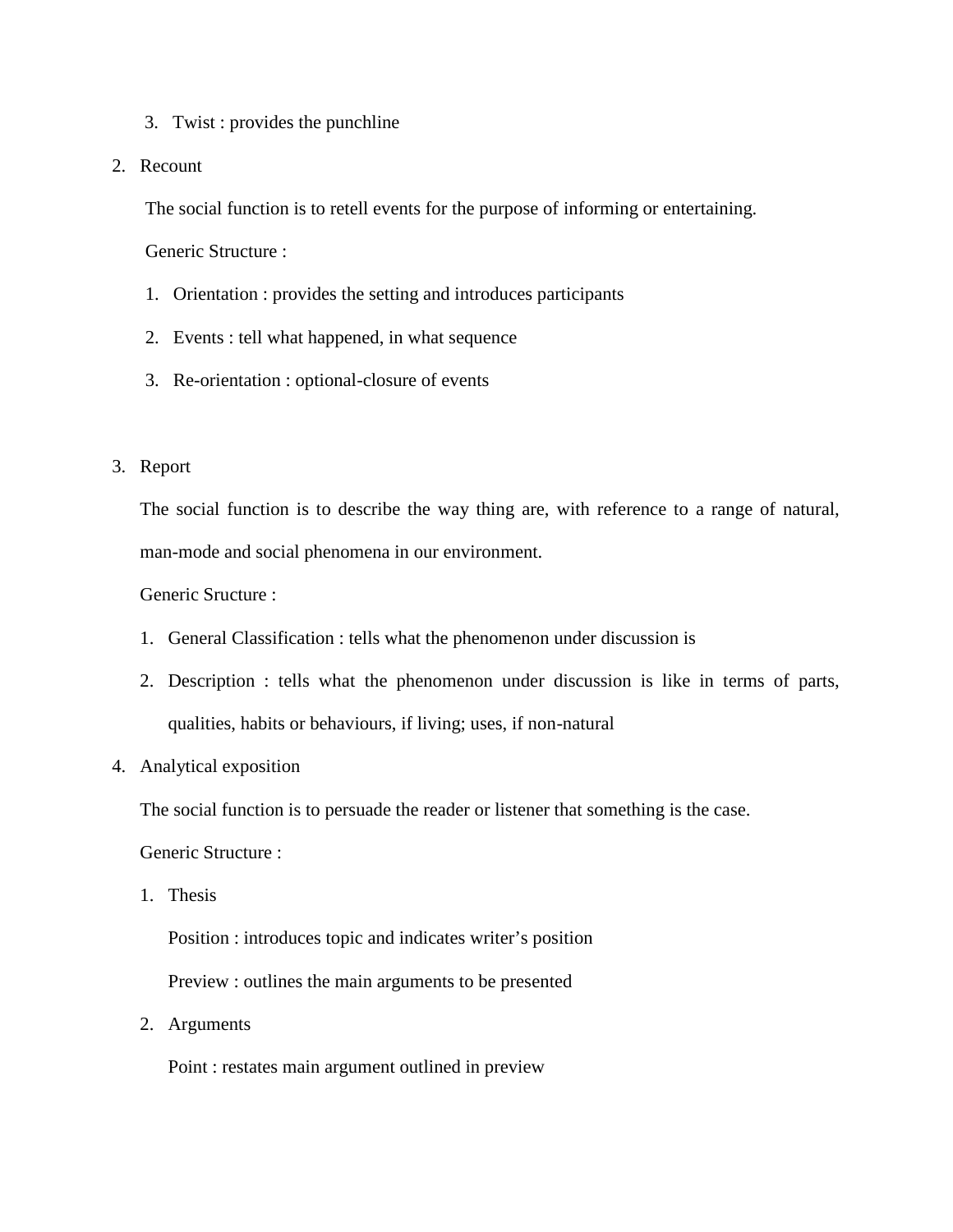3. Twist : provides the punchline

2. Recount

   The social function is to retell events for the purpose of informing or entertaining.

   Generic Structure :

   1. Orientation : provides the setting and introduces participants
   2. Events : tell what happened, in what sequence
   3. Re-orientation : optional-closure of events

3. Report

   The social function is to describe the way thing are, with reference to a range of natural, man-mode and social phenomena in our environment.

   Generic Sructure :

   1. General Classification : tells what the phenomenon under discussion is
   2. Description : tells what the phenomenon under discussion is like in terms of parts, qualities, habits or behaviours, if living; uses, if non-natural

4. Analytical exposition

   The social function is to persuade the reader or listener that something is the case.

   Generic Structure :

   1. Thesis

      Position : introduces topic and indicates writer's position

      Preview : outlines the main arguments to be presented

   2. Arguments

      Point : restates main argument outlined in preview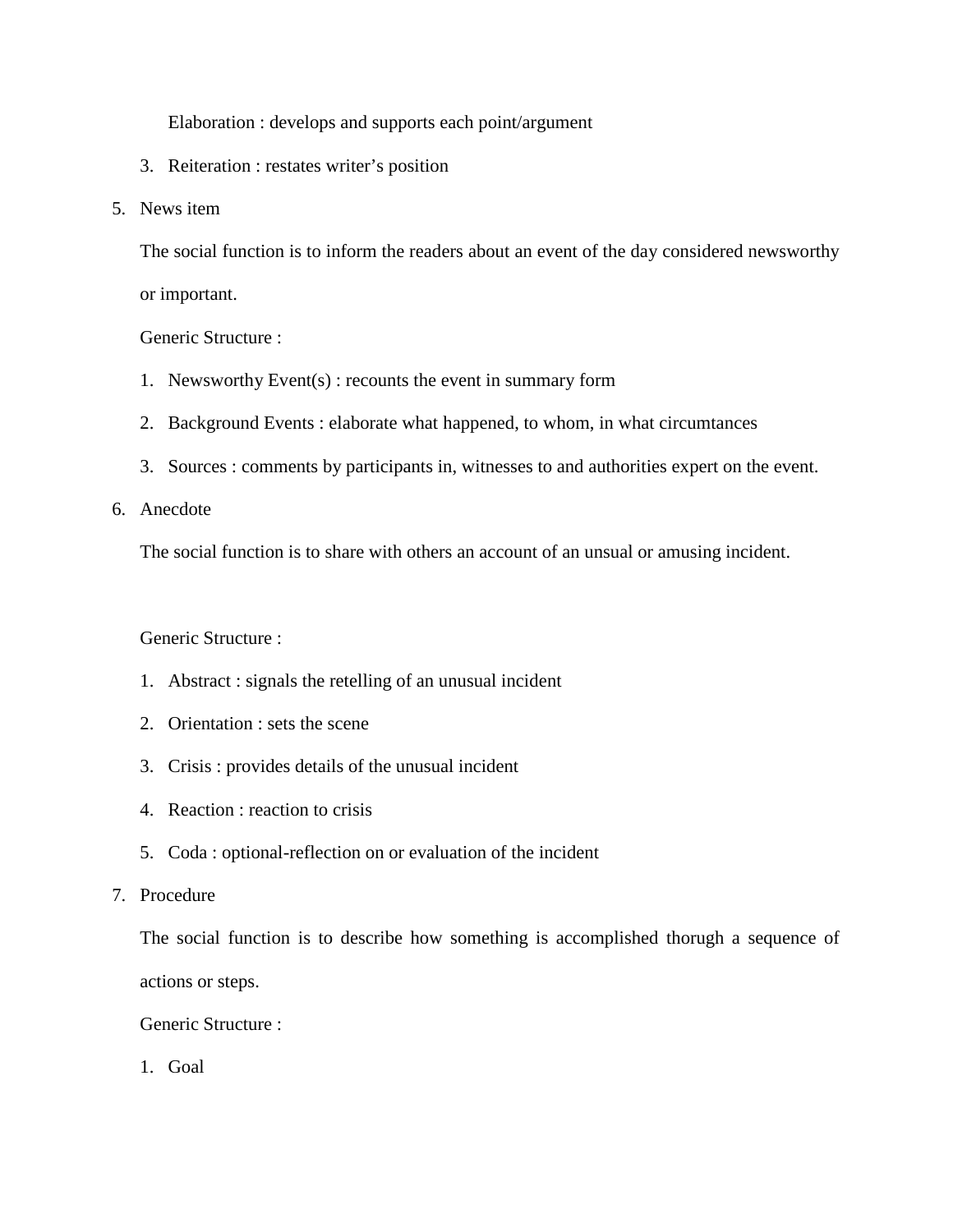Elaboration : develops and supports each point/argument

3. Reiteration : restates writer's position

5. News item

   The social function is to inform the readers about an event of the day considered newsworthy or important.

   Generic Structure :

   1. Newsworthy Event(s) : recounts the event in summary form
   2. Background Events : elaborate what happened, to whom, in what circumtances
   3. Sources : comments by participants in, witnesses to and authorities expert on the event.

6. Anecdote

   The social function is to share with others an account of an unusual or amusing incident.

   Generic Structure :

   1. Abstract : signals the retelling of an unusual incident
   2. Orientation : sets the scene
   3. Crisis : provides details of the unusual incident
   4. Reaction : reaction to crisis
   5. Coda : optional-reflection on or evaluation of the incident

7. Procedure

   The social function is to describe how something is accomplished thorugh a sequence of actions or steps.

   Generic Structure :

   1. Goal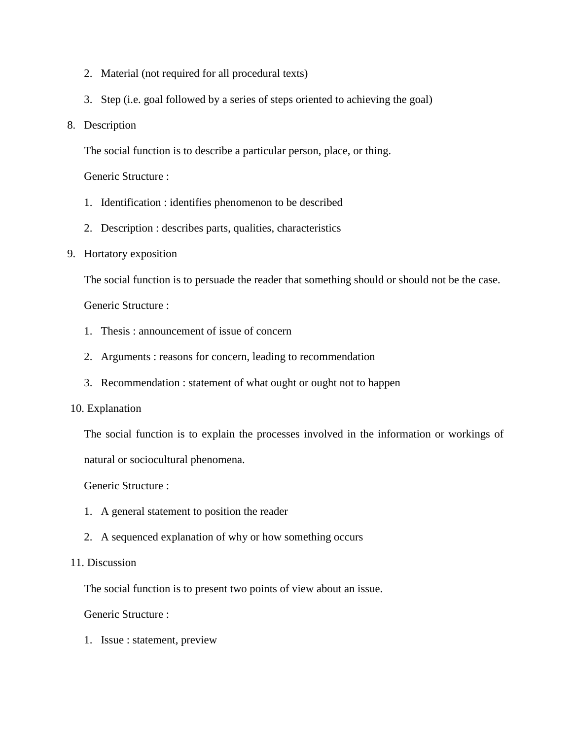2. Material (not required for all procedural texts)
3. Step (i.e. goal followed by a series of steps oriented to achieving the goal)

8. Description

   The social function is to describe a particular person, place, or thing.

   Generic Structure :

   1. Identification : identifies phenomenon to be described
   2. Description : describes parts, qualities, characteristics

9. Hortatory exposition

   The social function is to persuade the reader that something should or should not be the case.

   Generic Structure :

   1. Thesis : announcement of issue of concern
   2. Arguments : reasons for concern, leading to recommendation
   3. Recommendation : statement of what ought or ought not to happen

10. Explanation

    The social function is to explain the processes involved in the information or workings of natural or sociocultural phenomena.

    Generic Structure :

    1. A general statement to position the reader
    2. A sequenced explanation of why or how something occurs

11. Discussion

    The social function is to present two points of view about an issue.

    Generic Structure :

    1. Issue : statement, preview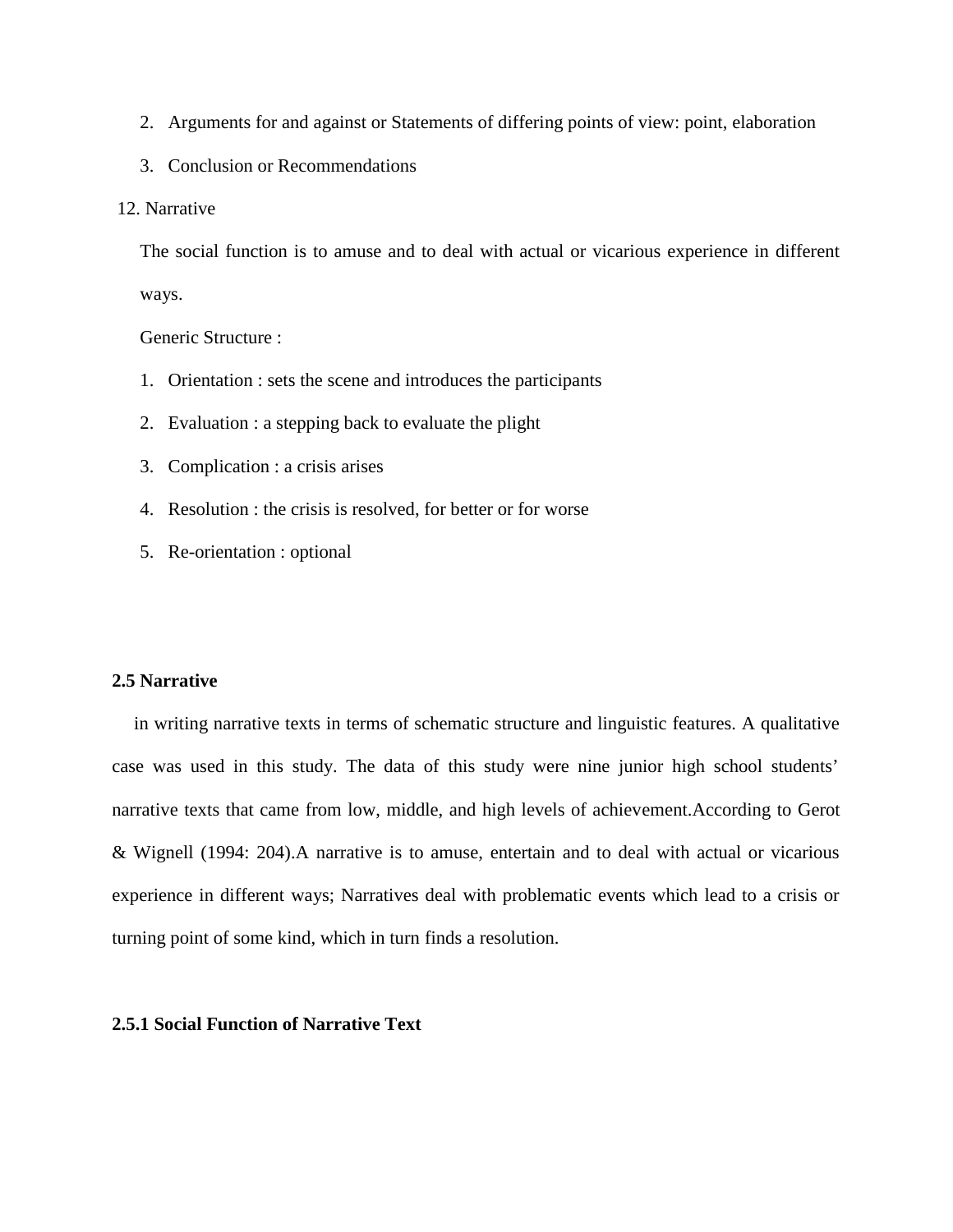2. Arguments for and against or Statements of differing points of view: point, elaboration
3. Conclusion or Recommendations

12. Narrative

The social function is to amuse and to deal with actual or vicarious experience in different ways.

Generic Structure :

1. Orientation : sets the scene and introduces the participants
2. Evaluation : a stepping back to evaluate the plight
3. Complication : a crisis arises
4. Resolution : the crisis is resolved, for better or for worse
5. Re-orientation : optional

### 2.5 Narrative

in writing narrative texts in terms of schematic structure and linguistic features. A qualitative case was used in this study. The data of this study were nine junior high school students' narrative texts that came from low, middle, and high levels of achievement.According to Gerot & Wignell (1994: 204).A narrative is to amuse, entertain and to deal with actual or vicarious experience in different ways; Narratives deal with problematic events which lead to a crisis or turning point of some kind, which in turn finds a resolution.

#### 2.5.1 Social Function of Narrative Text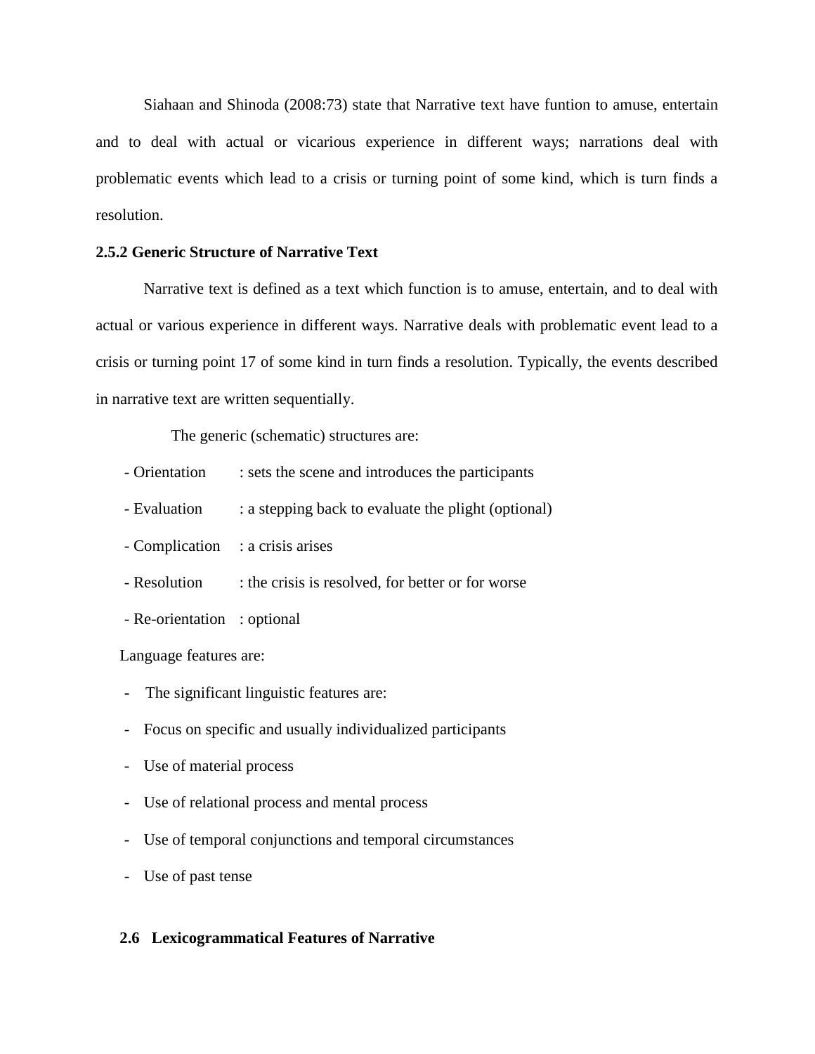Siahaan and Shinoda (2008:73) state that Narrative text have funtion to amuse, entertain and to deal with actual or vicarious experience in different ways; narrations deal with problematic events which lead to a crisis or turning point of some kind, which is turn finds a resolution.

### 2.5.2 Generic Structure of Narrative Text

Narrative text is defined as a text which function is to amuse, entertain, and to deal with actual or various experience in different ways. Narrative deals with problematic event lead to a crisis or turning point 17 of some kind in turn finds a resolution. Typically, the events described in narrative text are written sequentially.

The generic (schematic) structures are:

- Orientation : sets the scene and introduces the participants
- Evaluation : a stepping back to evaluate the plight (optional)
- Complication : a crisis arises
- Resolution : the crisis is resolved, for better or for worse
- Re-orientation : optional

Language features are:

- The significant linguistic features are:
- Focus on specific and usually individualized participants
- Use of material process
- Use of relational process and mental process
- Use of temporal conjunctions and temporal circumstances
- Use of past tense

## 2.6 Lexicogrammatical Features of Narrative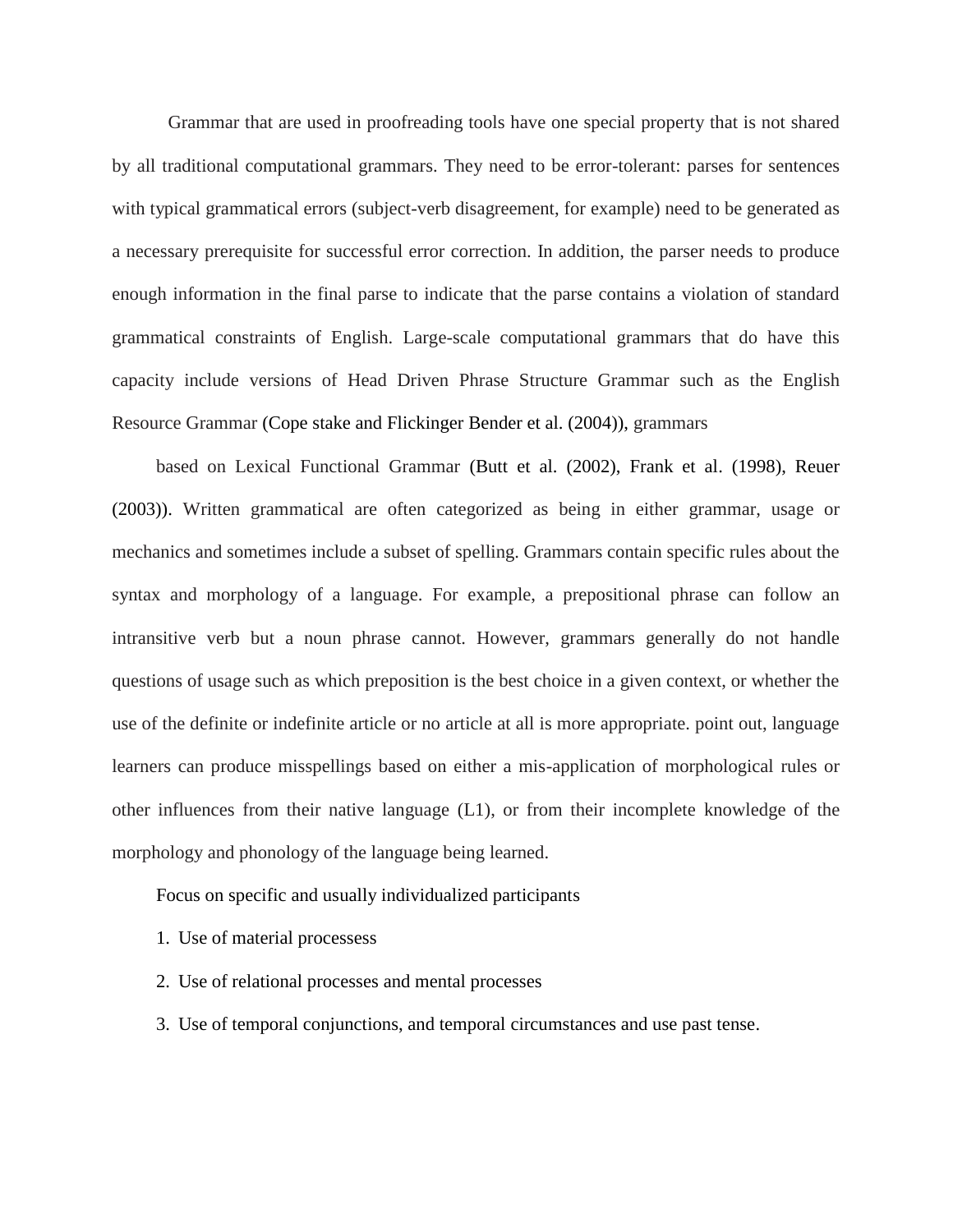Grammar that are used in proofreading tools have one special property that is not shared by all traditional computational grammars. They need to be error-tolerant: parses for sentences with typical grammatical errors (subject-verb disagreement, for example) need to be generated as a necessary prerequisite for successful error correction. In addition, the parser needs to produce enough information in the final parse to indicate that the parse contains a violation of standard grammatical constraints of English. Large-scale computational grammars that do have this capacity include versions of Head Driven Phrase Structure Grammar such as the English Resource Grammar (Cope stake and Flickinger Bender et al. (2004)), grammars

based on Lexical Functional Grammar (Butt et al. (2002), Frank et al. (1998), Reuer (2003)). Written grammatical are often categorized as being in either grammar, usage or mechanics and sometimes include a subset of spelling. Grammars contain specific rules about the syntax and morphology of a language. For example, a prepositional phrase can follow an intransitive verb but a noun phrase cannot. However, grammars generally do not handle questions of usage such as which preposition is the best choice in a given context, or whether the use of the definite or indefinite article or no article at all is more appropriate. point out, language learners can produce misspellings based on either a mis-application of morphological rules or other influences from their native language (L1), or from their incomplete knowledge of the morphology and phonology of the language being learned.

Focus on specific and usually individualized participants

1. Use of material processess
2. Use of relational processes and mental processes
3. Use of temporal conjunctions, and temporal circumstances and use past tense.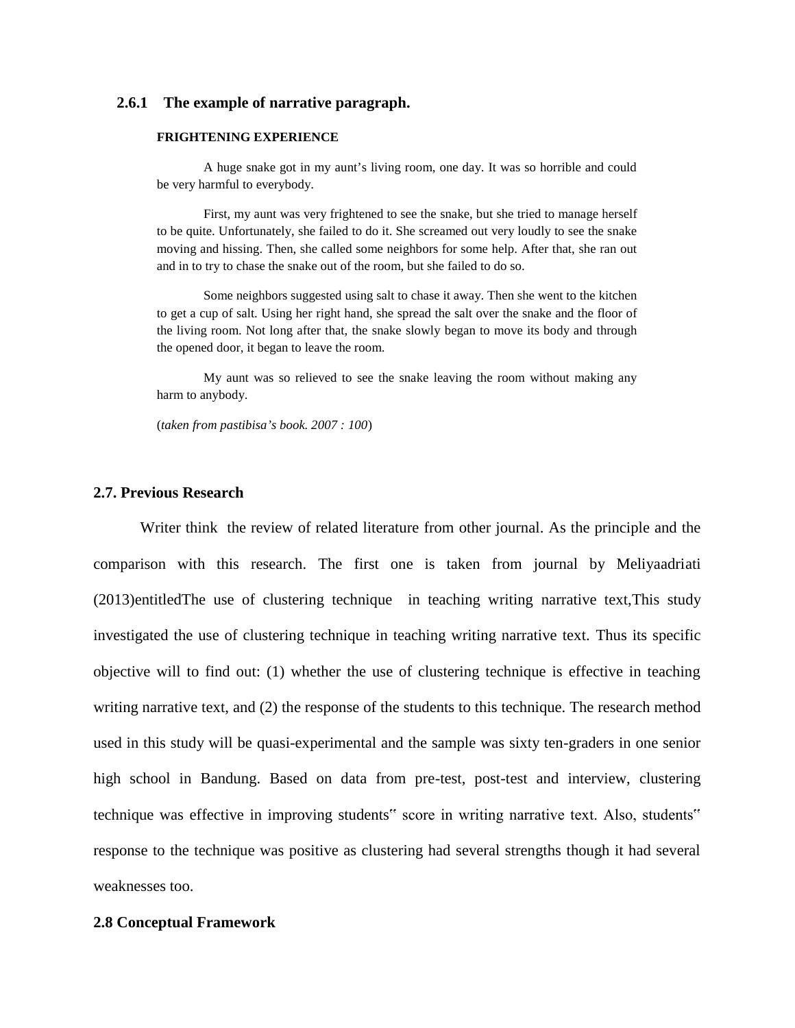### 2.6.1 The example of narrative paragraph.

**FRIGHTENING EXPERIENCE**

A huge snake got in my aunt's living room, one day. It was so horrible and could be very harmful to everybody.

First, my aunt was very frightened to see the snake, but she tried to manage herself to be quite. Unfortunately, she failed to do it. She screamed out very loudly to see the snake moving and hissing. Then, she called some neighbors for some help. After that, she ran out and in to try to chase the snake out of the room, but she failed to do so.

Some neighbors suggested using salt to chase it away. Then she went to the kitchen to get a cup of salt. Using her right hand, she spread the salt over the snake and the floor of the living room. Not long after that, the snake slowly began to move its body and through the opened door, it began to leave the room.

My aunt was so relieved to see the snake leaving the room without making any harm to anybody.

(*taken from pastibisa's book. 2007 : 100*)

## 2.7. Previous Research

Writer think the review of related literature from other journal. As the principle and the comparison with this research. The first one is taken from journal by Meliyaadriati (2013)entitledThe use of clustering technique in teaching writing narrative text,This study investigated the use of clustering technique in teaching writing narrative text. Thus its specific objective will to find out: (1) whether the use of clustering technique is effective in teaching writing narrative text, and (2) the response of the students to this technique. The research method used in this study will be quasi-experimental and the sample was sixty ten-graders in one senior high school in Bandung. Based on data from pre-test, post-test and interview, clustering technique was effective in improving students" score in writing narrative text. Also, students" response to the technique was positive as clustering had several strengths though it had several weaknesses too.

## 2.8 Conceptual Framework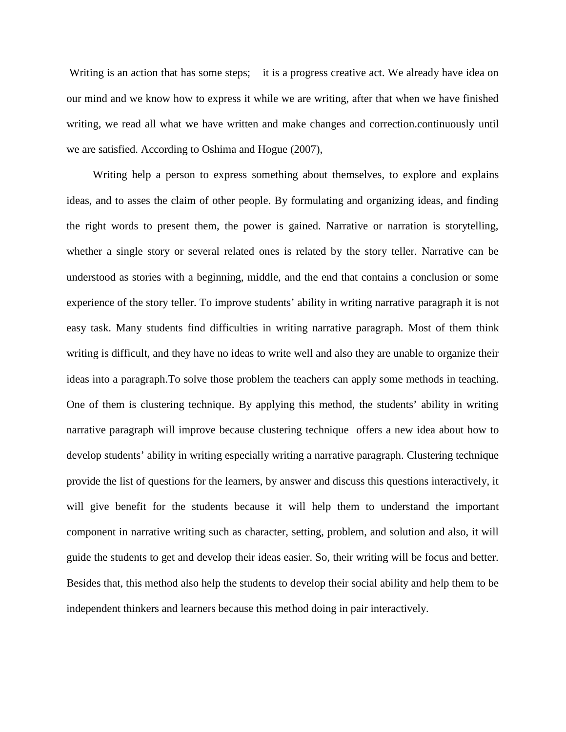Writing is an action that has some steps; it is a progress creative act. We already have idea on our mind and we know how to express it while we are writing, after that when we have finished writing, we read all what we have written and make changes and correction.continuously until we are satisfied. According to Oshima and Hogue (2007),

Writing help a person to express something about themselves, to explore and explains ideas, and to asses the claim of other people. By formulating and organizing ideas, and finding the right words to present them, the power is gained. Narrative or narration is storytelling, whether a single story or several related ones is related by the story teller. Narrative can be understood as stories with a beginning, middle, and the end that contains a conclusion or some experience of the story teller. To improve students' ability in writing narrative paragraph it is not easy task. Many students find difficulties in writing narrative paragraph. Most of them think writing is difficult, and they have no ideas to write well and also they are unable to organize their ideas into a paragraph.To solve those problem the teachers can apply some methods in teaching. One of them is clustering technique. By applying this method, the students' ability in writing narrative paragraph will improve because clustering technique offers a new idea about how to develop students' ability in writing especially writing a narrative paragraph. Clustering technique provide the list of questions for the learners, by answer and discuss this questions interactively, it will give benefit for the students because it will help them to understand the important component in narrative writing such as character, setting, problem, and solution and also, it will guide the students to get and develop their ideas easier. So, their writing will be focus and better. Besides that, this method also help the students to develop their social ability and help them to be independent thinkers and learners because this method doing in pair interactively.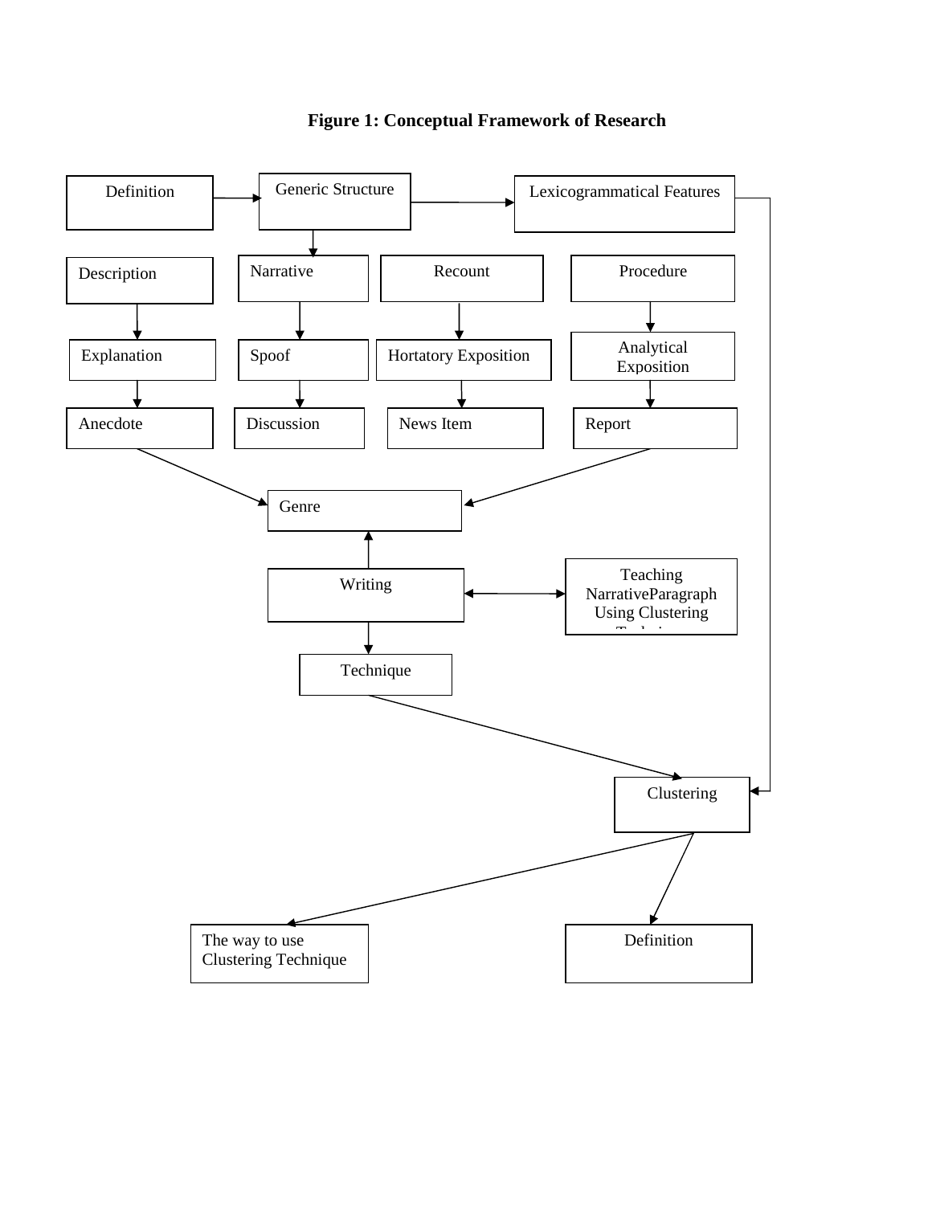**Figure 1: Conceptual Framework of Research**

Definition → Generic Structure → Lexicogrammatical Features

Description | Narrative | Recount | Procedure

Explanation | Spoof | Hortatory Exposition | Analytical Exposition

Anecdote | Discussion | News Item | Report

Genre

Writing ↔ Teaching NarrativeParagraph Using Clustering Technique

Technique

Clustering

The way to use Clustering Technique | Definition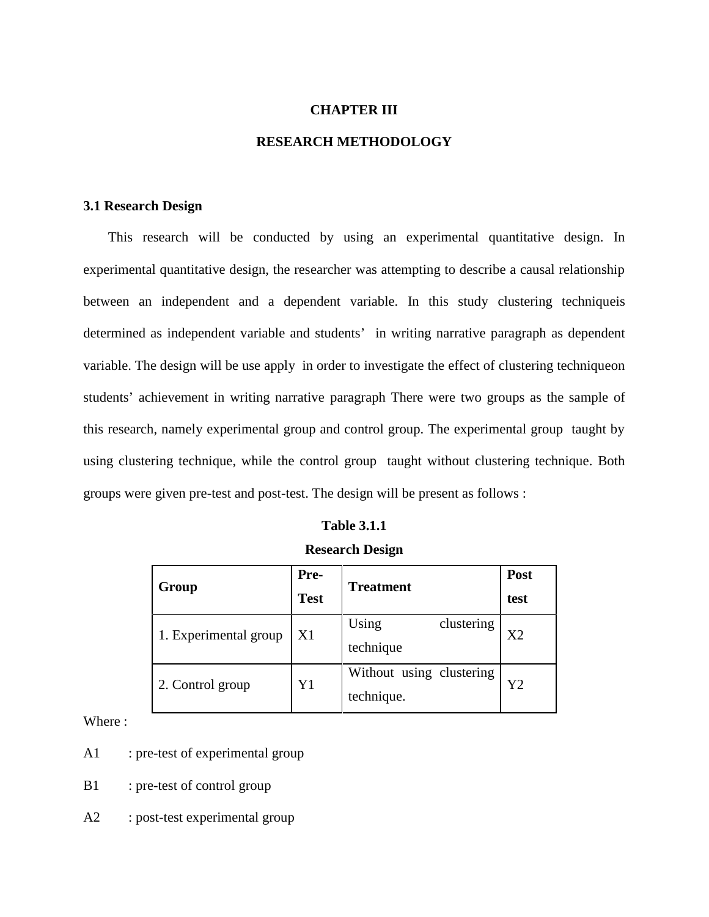# CHAPTER III

# RESEARCH METHODOLOGY

## 3.1 Research Design

This research will be conducted by using an experimental quantitative design. In experimental quantitative design, the researcher was attempting to describe a causal relationship between an independent and a dependent variable. In this study clustering techniqueis determined as independent variable and students' in writing narrative paragraph as dependent variable. The design will be use apply in order to investigate the effect of clustering techniqueon students' achievement in writing narrative paragraph There were two groups as the sample of this research, namely experimental group and control group. The experimental group taught by using clustering technique, while the control group taught without clustering technique. Both groups were given pre-test and post-test. The design will be present as follows :

**Table 3.1.1**

**Research Design**

| **Group** | **Pre-Test** | **Treatment** | **Post test** |
|---|---|---|---|
| 1. Experimental group | X1 | Using clustering technique | X2 |
| 2. Control group | Y1 | Without using clustering technique. | Y2 |

Where :

A1 : pre-test of experimental group

B1 : pre-test of control group

A2 : post-test experimental group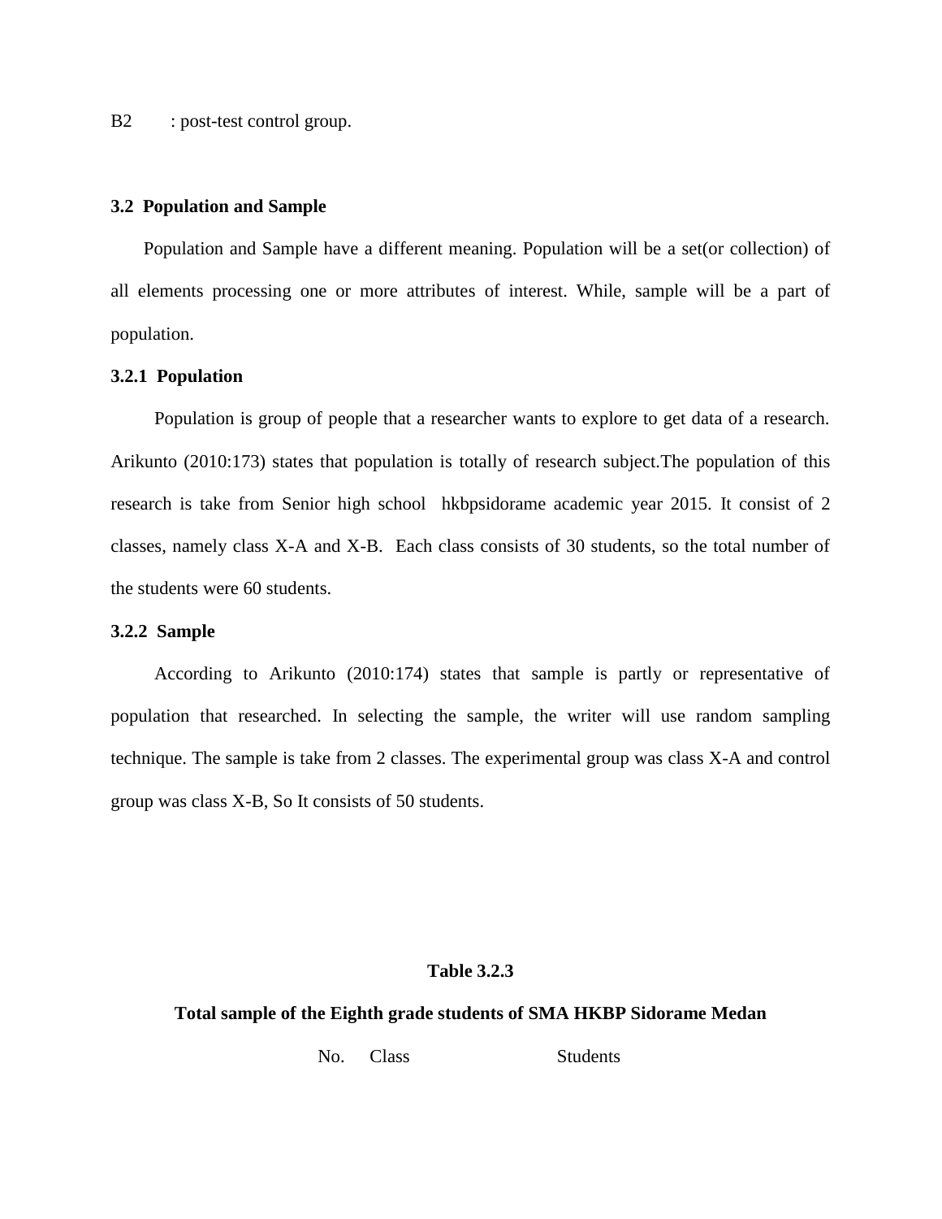B2 : post-test control group.

### 3.2 Population and Sample

Population and Sample have a different meaning. Population will be a set(or collection) of all elements processing one or more attributes of interest. While, sample will be a part of population.

#### 3.2.1 Population

Population is group of people that a researcher wants to explore to get data of a research. Arikunto (2010:173) states that population is totally of research subject.The population of this research is take from Senior high school hkbpsidorame academic year 2015. It consist of 2 classes, namely class X-A and X-B. Each class consists of 30 students, so the total number of the students were 60 students.

#### 3.2.2 Sample

According to Arikunto (2010:174) states that sample is partly or representative of population that researched. In selecting the sample, the writer will use random sampling technique. The sample is take from 2 classes. The experimental group was class X-A and control group was class X-B, So It consists of 50 students.

**Table 3.2.3**

**Total sample of the Eighth grade students of SMA HKBP Sidorame Medan**

| No. | Class | Students |
|---|---|---|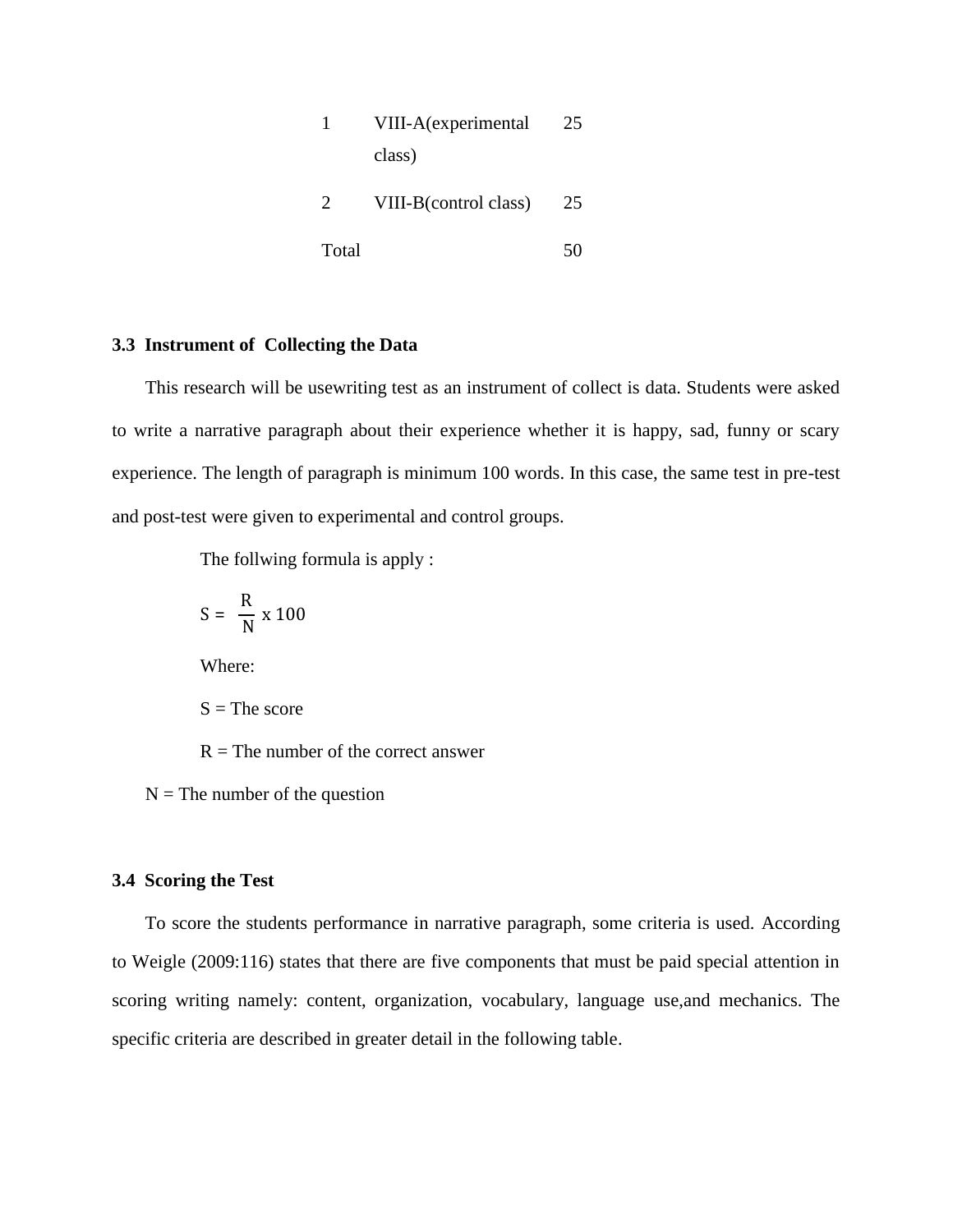| 1 | VIII-A(experimental class) | 25 |
|---|---|---|
| 2 | VIII-B(control class) | 25 |
| Total | | 50 |

### 3.3 Instrument of Collecting the Data

This research will be usewriting test as an instrument of collect is data. Students were asked to write a narrative paragraph about their experience whether it is happy, sad, funny or scary experience. The length of paragraph is minimum 100 words. In this case, the same test in pre-test and post-test were given to experimental and control groups.

The follwing formula is apply :

$$S = \frac{R}{N} \times 100$$

Where:

S = The score

R = The number of the correct answer

N = The number of the question

### 3.4 Scoring the Test

To score the students performance in narrative paragraph, some criteria is used. According to Weigle (2009:116) states that there are five components that must be paid special attention in scoring writing namely: content, organization, vocabulary, language use,and mechanics. The specific criteria are described in greater detail in the following table.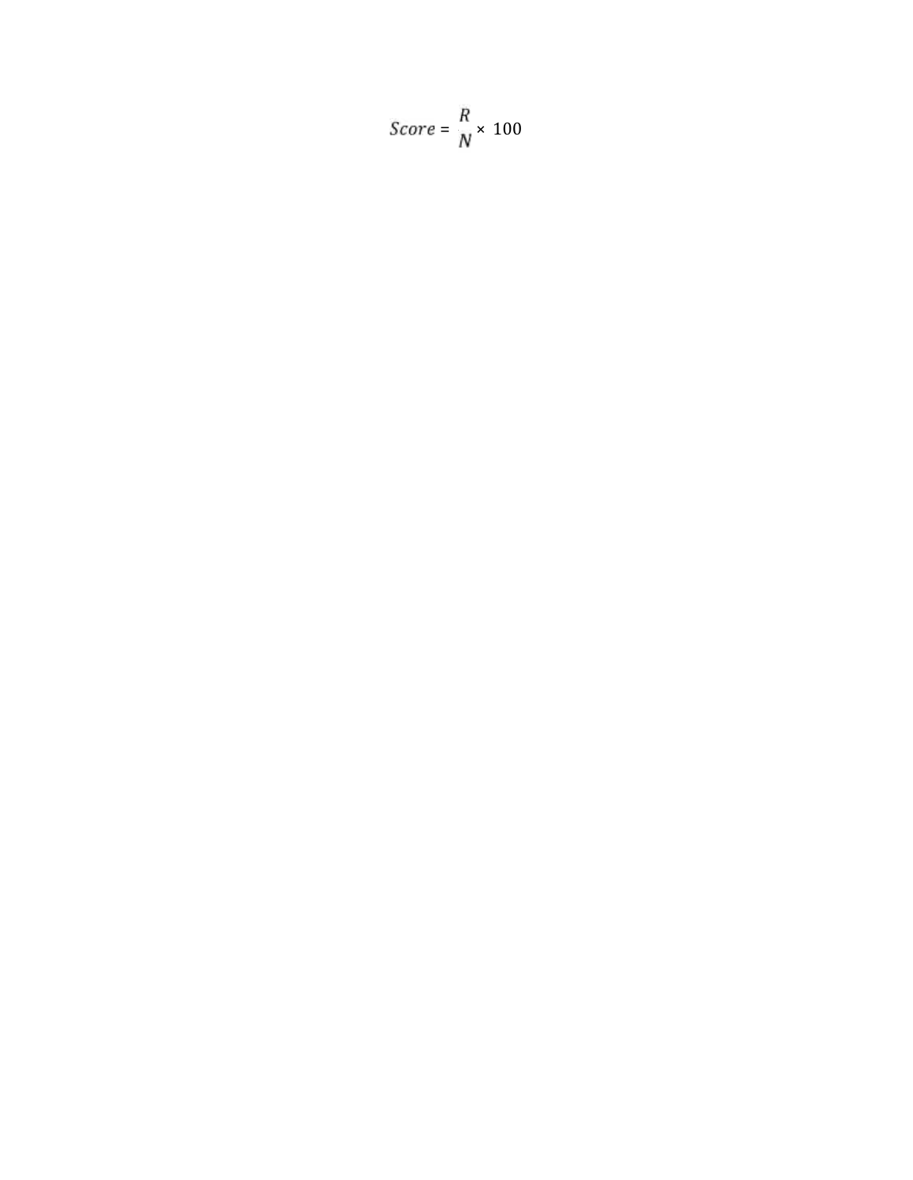$$Score = \frac{R}{N} \times 100$$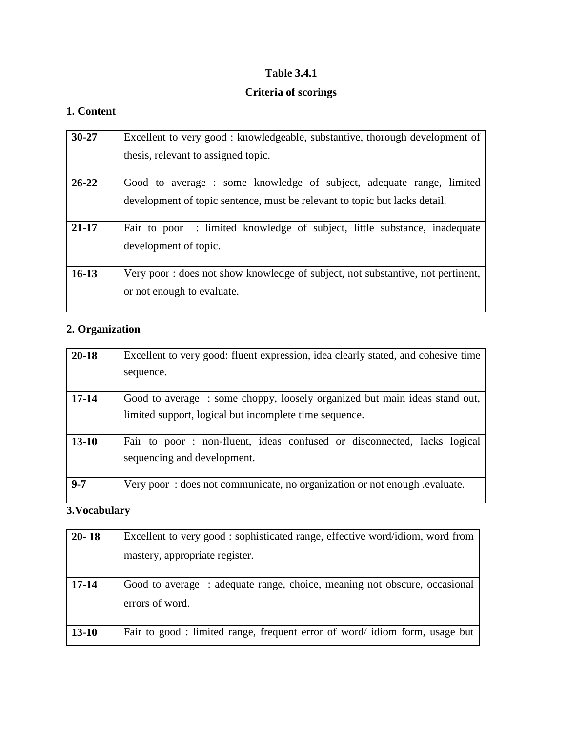**Table 3.4.1**

**Criteria of scorings**

**1. Content**

| | |
|---|---|
| **30-27** | Excellent to very good : knowledgeable, substantive, thorough development of thesis, relevant to assigned topic. |
| **26-22** | Good to average : some knowledge of subject, adequate range, limited development of topic sentence, must be relevant to topic but lacks detail. |
| **21-17** | Fair to poor : limited knowledge of subject, little substance, inadequate development of topic. |
| **16-13** | Very poor : does not show knowledge of subject, not substantive, not pertinent, or not enough to evaluate. |

**2. Organization**

| | |
|---|---|
| **20-18** | Excellent to very good: fluent expression, idea clearly stated, and cohesive time sequence. |
| **17-14** | Good to average : some choppy, loosely organized but main ideas stand out, limited support, logical but incomplete time sequence. |
| **13-10** | Fair to poor : non-fluent, ideas confused or disconnected, lacks logical sequencing and development. |
| **9-7** | Very poor : does not communicate, no organization or not enough .evaluate. |

**3.Vocabulary**

| | |
|---|---|
| **20- 18** | Excellent to very good : sophisticated range, effective word/idiom, word from mastery, appropriate register. |
| **17-14** | Good to average : adequate range, choice, meaning not obscure, occasional errors of word. |
| **13-10** | Fair to good : limited range, frequent error of word/ idiom form, usage but |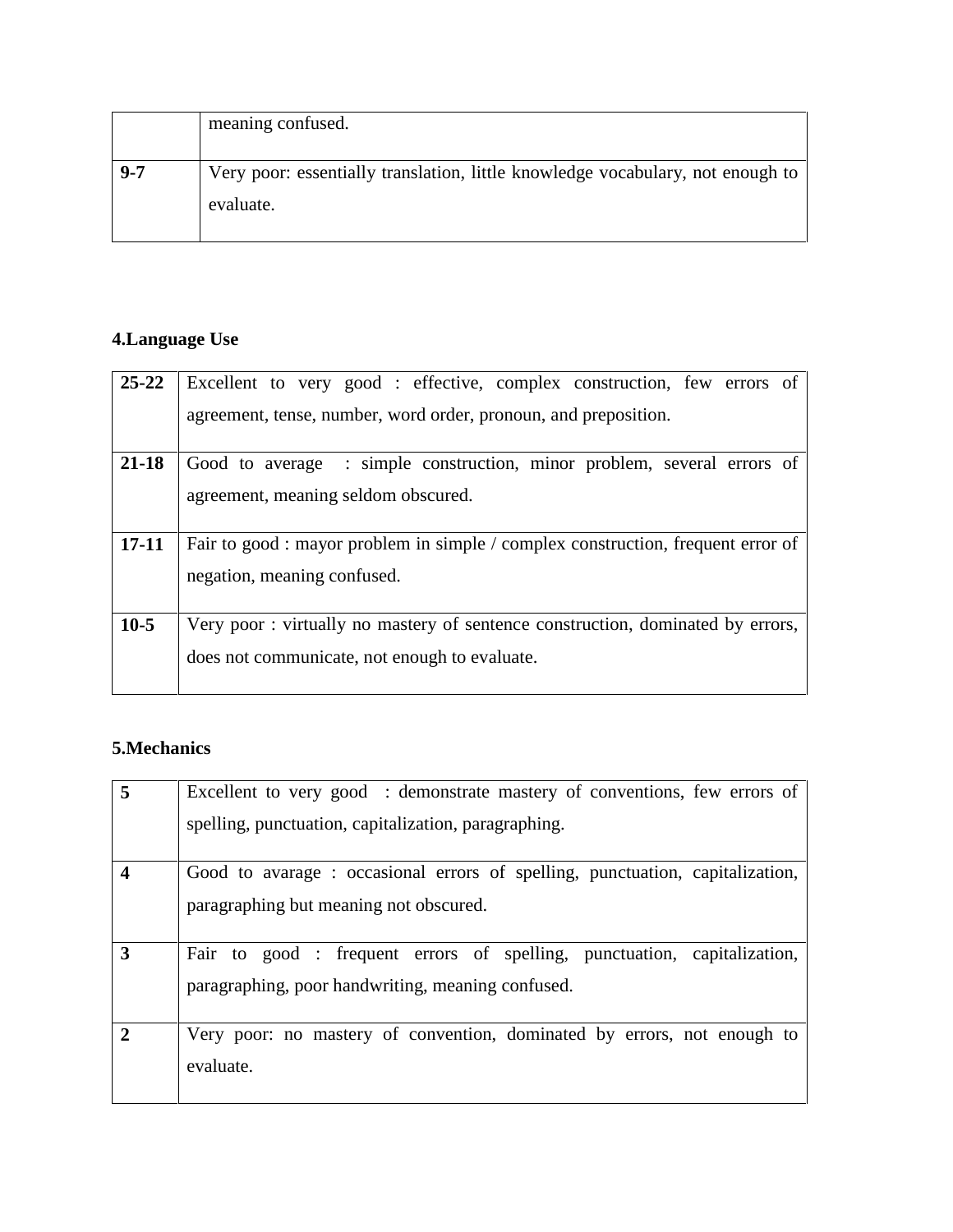|  | meaning confused. |
| --- | --- |
| **9-7** | Very poor: essentially translation, little knowledge vocabulary, not enough to evaluate. |

**4.Language Use**

| **25-22** | Excellent to very good : effective, complex construction, few errors of agreement, tense, number, word order, pronoun, and preposition. |
| --- | --- |
| **21-18** | Good to average : simple construction, minor problem, several errors of agreement, meaning seldom obscured. |
| **17-11** | Fair to good : mayor problem in simple / complex construction, frequent error of negation, meaning confused. |
| **10-5** | Very poor : virtually no mastery of sentence construction, dominated by errors, does not communicate, not enough to evaluate. |

**5.Mechanics**

| **5** | Excellent to very good : demonstrate mastery of conventions, few errors of spelling, punctuation, capitalization, paragraphing. |
| --- | --- |
| **4** | Good to avarage : occasional errors of spelling, punctuation, capitalization, paragraphing but meaning not obscured. |
| **3** | Fair to good : frequent errors of spelling, punctuation, capitalization, paragraphing, poor handwriting, meaning confused. |
| **2** | Very poor: no mastery of convention, dominated by errors, not enough to evaluate. |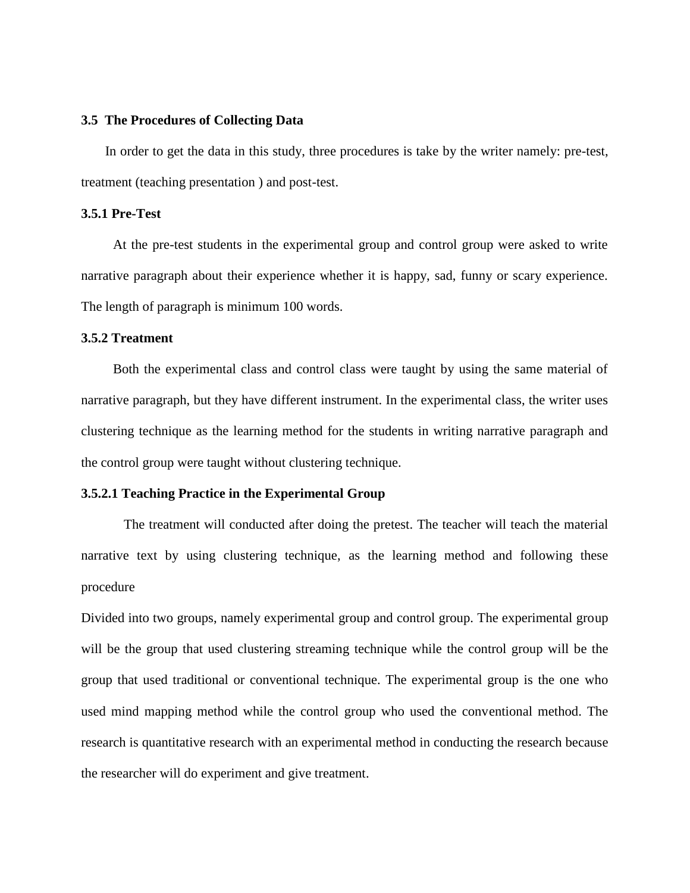### 3.5 The Procedures of Collecting Data

In order to get the data in this study, three procedures is take by the writer namely: pre-test, treatment (teaching presentation ) and post-test.

#### 3.5.1 Pre-Test

At the pre-test students in the experimental group and control group were asked to write narrative paragraph about their experience whether it is happy, sad, funny or scary experience. The length of paragraph is minimum 100 words.

#### 3.5.2 Treatment

Both the experimental class and control class were taught by using the same material of narrative paragraph, but they have different instrument. In the experimental class, the writer uses clustering technique as the learning method for the students in writing narrative paragraph and the control group were taught without clustering technique.

##### 3.5.2.1 Teaching Practice in the Experimental Group

The treatment will conducted after doing the pretest. The teacher will teach the material narrative text by using clustering technique, as the learning method and following these procedure

Divided into two groups, namely experimental group and control group. The experimental group will be the group that used clustering streaming technique while the control group will be the group that used traditional or conventional technique. The experimental group is the one who used mind mapping method while the control group who used the conventional method. The research is quantitative research with an experimental method in conducting the research because the researcher will do experiment and give treatment.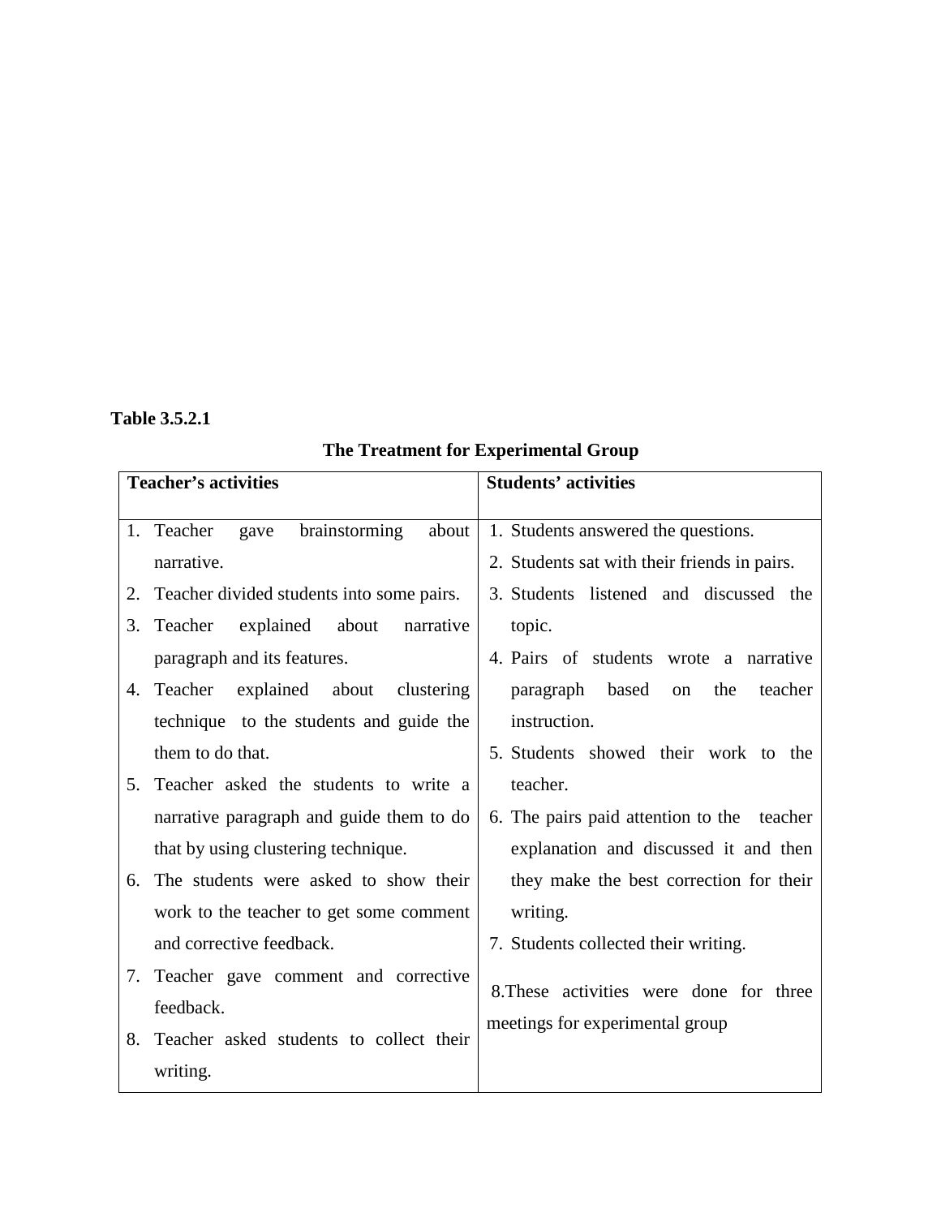**Table 3.5.2.1**

**The Treatment for Experimental Group**

| **Teacher's activities** | **Students' activities** |
|---|---|
| 1. Teacher gave brainstorming about narrative.<br>2. Teacher divided students into some pairs.<br>3. Teacher explained about narrative paragraph and its features.<br>4. Teacher explained about clustering technique to the students and guide the them to do that.<br>5. Teacher asked the students to write a narrative paragraph and guide them to do that by using clustering technique.<br>6. The students were asked to show their work to the teacher to get some comment and corrective feedback.<br>7. Teacher gave comment and corrective feedback.<br>8. Teacher asked students to collect their writing. | 1. Students answered the questions.<br>2. Students sat with their friends in pairs.<br>3. Students listened and discussed the topic.<br>4. Pairs of students wrote a narrative paragraph based on the teacher instruction.<br>5. Students showed their work to the teacher.<br>6. The pairs paid attention to the teacher explanation and discussed it and then they make the best correction for their writing.<br>7. Students collected their writing.<br>8.These activities were done for three meetings for experimental group |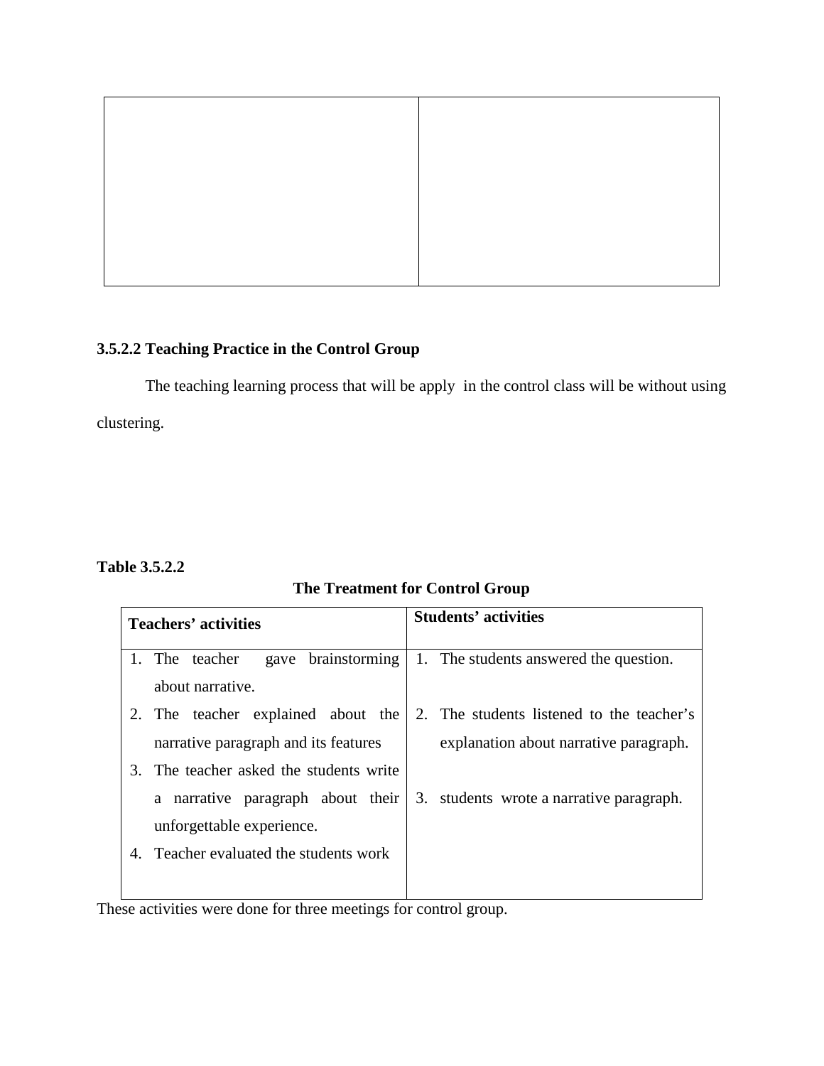| | |
|---|---|
| | |

### 3.5.2.2 Teaching Practice in the Control Group

The teaching learning process that will be apply  in the control class will be without using clustering.

**Table 3.5.2.2**

**The Treatment for Control Group**

| **Teachers' activities** | **Students' activities** |
|---|---|
| 1. The teacher gave brainstorming about narrative.<br>2. The teacher explained about the narrative paragraph and its features<br>3. The teacher asked the students write a narrative paragraph about their unforgettable experience.<br>4. Teacher evaluated the students work | 1. The students answered the question.<br>2. The students listened to the teacher's explanation about narrative paragraph.<br>3. students  wrote a narrative paragraph. |

These activities were done for three meetings for control group.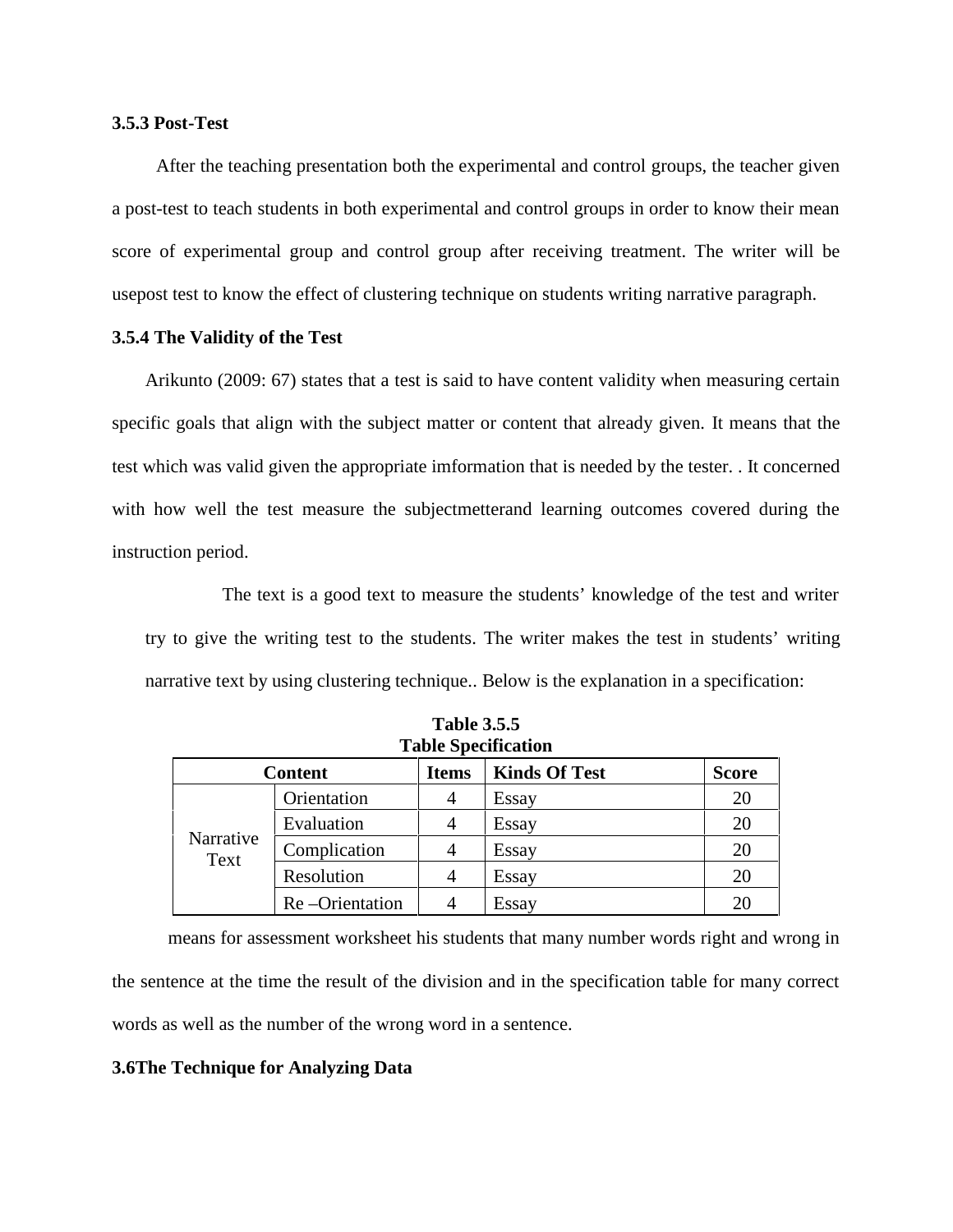### 3.5.3 Post-Test

After the teaching presentation both the experimental and control groups, the teacher given a post-test to teach students in both experimental and control groups in order to know their mean score of experimental group and control group after receiving treatment. The writer will be usepost test to know the effect of clustering technique on students writing narrative paragraph.

### 3.5.4 The Validity of the Test

Arikunto (2009: 67) states that a test is said to have content validity when measuring certain specific goals that align with the subject matter or content that already given. It means that the test which was valid given the appropriate imformation that is needed by the tester. . It concerned with how well the test measure the subjectmetterand learning outcomes covered during the instruction period.

The text is a good text to measure the students' knowledge of the test and writer try to give the writing test to the students. The writer makes the test in students' writing narrative text by using clustering technique.. Below is the explanation in a specification:

**Table 3.5.5**
**Table Specification**

| Content | | Items | Kinds Of Test | Score |
|---|---|---|---|---|
| Narrative Text | Orientation | 4 | Essay | 20 |
| | Evaluation | 4 | Essay | 20 |
| | Complication | 4 | Essay | 20 |
| | Resolution | 4 | Essay | 20 |
| | Re –Orientation | 4 | Essay | 20 |

means for assessment worksheet his students that many number words right and wrong in the sentence at the time the result of the division and in the specification table for many correct words as well as the number of the wrong word in a sentence.

## 3.6The Technique for Analyzing Data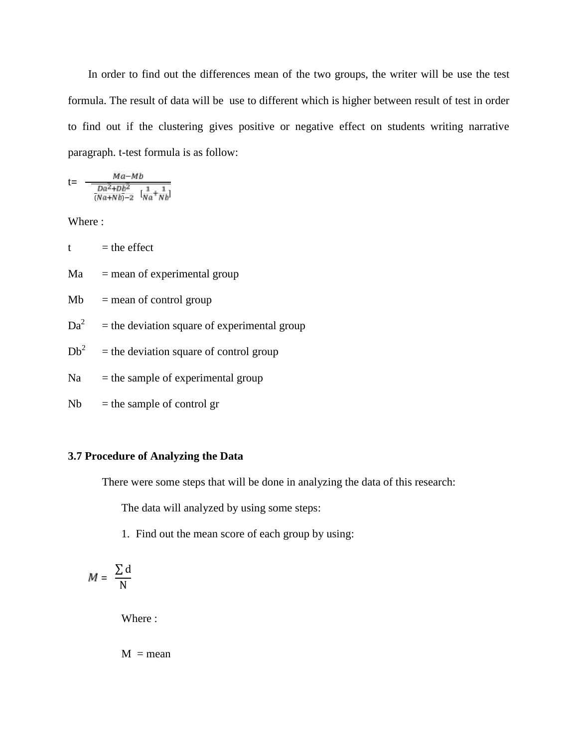In order to find out the differences mean of the two groups, the writer will be use the test formula. The result of data will be use to different which is higher between result of test in order to find out if the clustering gives positive or negative effect on students writing narrative paragraph. t-test formula is as follow:

$$t = \frac{Ma - Mb}{\sqrt{\frac{Da^2 + Db^2}{(Na+Nb)-2} \left[\frac{1}{Na} + \frac{1}{Nb}\right]}}$$

Where :

t = the effect

Ma = mean of experimental group

Mb = mean of control group

$Da^2$ = the deviation square of experimental group

$Db^2$ = the deviation square of control group

Na = the sample of experimental group

Nb = the sample of control gr

### 3.7 Procedure of Analyzing the Data

There were some steps that will be done in analyzing the data of this research:

The data will analyzed by using some steps:

1. Find out the mean score of each group by using:

$$M = \frac{\sum d}{N}$$

Where :

M = mean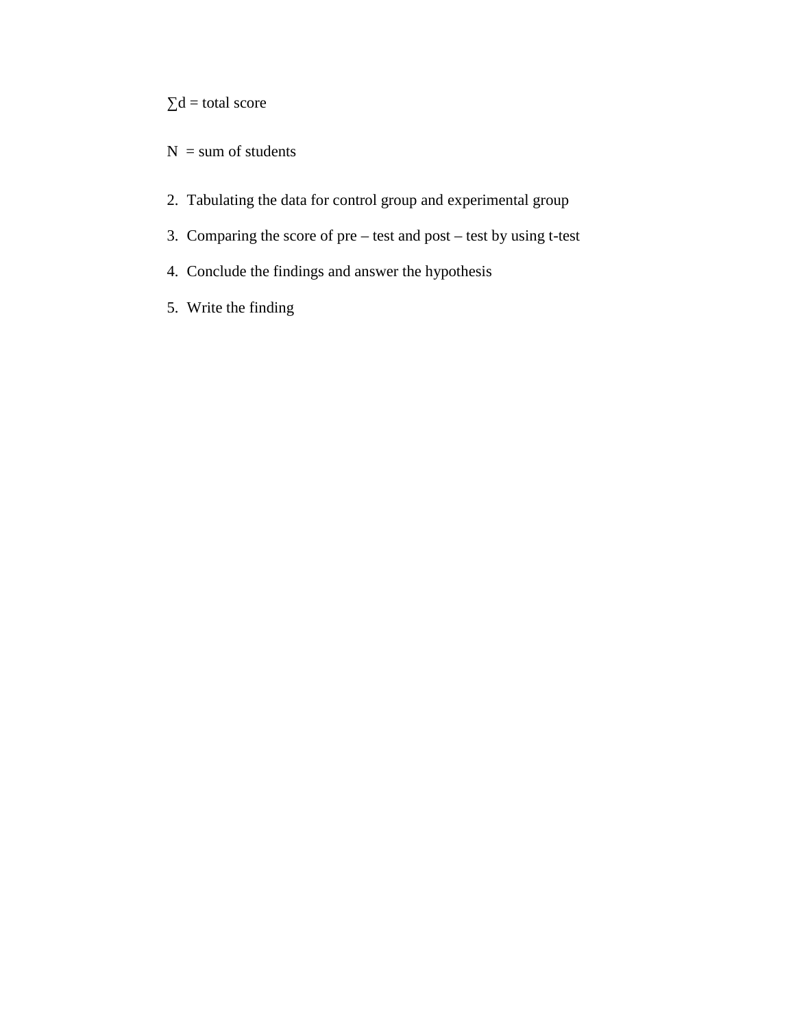$\sum d$ = total score

N  = sum of students

2. Tabulating the data for control group and experimental group
3. Comparing the score of pre – test and post – test by using t-test
4. Conclude the findings and answer the hypothesis
5. Write the finding